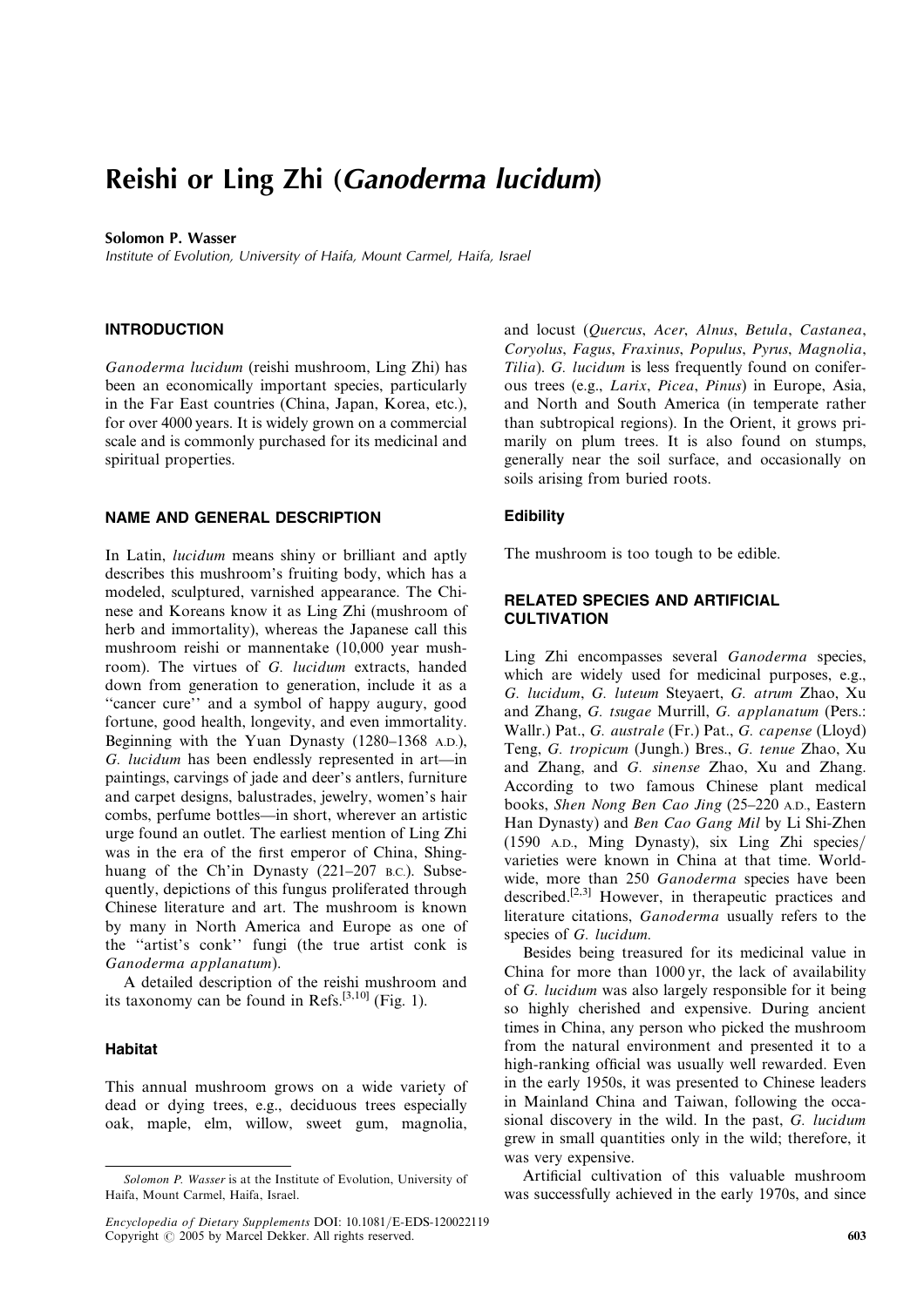# Reishi or Ling Zhi (*Ganoderma lucidum*)

**Solomon P. Wasser**

*Institute of Evolution, University of Haifa, Mount Carmel, Haifa, Israel*

## INTRODUCTION

*Ganoderma lucidum* (reishi mushroom, Ling Zhi) has been an economically important species, particularly in the Far East countries (China, Japan, Korea, etc.), for over 4000 years. It is widely grown on a commercial scale and is commonly purchased for its medicinal and spiritual properties.

## NAME AND GENERAL DESCRIPTION

In Latin, *lucidum* means shiny or brilliant and aptly describes this mushroom's fruiting body, which has a modeled, sculptured, varnished appearance. The Chinese and Koreans know it as Ling Zhi (mushroom of herb and immortality), whereas the Japanese call this mushroom reishi or mannentake (10,000 year mushroom). The virtues of *G. lucidum* extracts, handed down from generation to generation, include it as a "cancer cure" and a symbol of happy augury, good fortune, good health, longevity, and even immortality. Beginning with the Yuan Dynasty (1280–1368 A.D.), *G. lucidum* has been endlessly represented in art—in paintings, carvings of jade and deer's antlers, furniture and carpet designs, balustrades, jewelry, women's hair combs, perfume bottles—in short, wherever an artistic urge found an outlet. The earliest mention of Ling Zhi was in the era of the first emperor of China, Shinghuang of the Ch'in Dynasty (221–207 B.C.). Subsequently, depictions of this fungus proliferated through Chinese literature and art. The mushroom is known by many in North America and Europe as one of the "artist's conk" fungi (the true artist conk is *Ganoderma applanatum*).

A detailed description of the reishi mushroom and its taxonomy can be found in Refs.[3,10] (Fig. 1).

### Habitat

This annual mushroom grows on a wide variety of dead or dying trees, e.g., deciduous trees especially oak, maple, elm, willow, sweet gum, magnolia, and locust (*Quercus*, *Acer*, *Alnus*, *Betula*, *Castanea*, *Coryolus*, *Fagus*, *Fraxinus*, *Populus*, *Pyrus*, *Magnolia*, *Tilia*). *G. lucidum* is less frequently found on coniferous trees (e.g., *Larix*, *Picea*, *Pinus*) in Europe, Asia, and North and South America (in temperate rather than subtropical regions). In the Orient, it grows primarily on plum trees. It is also found on stumps, generally near the soil surface, and occasionally on soils arising from buried roots.

### Edibility

The mushroom is too tough to be edible.

## RELATED SPECIES AND ARTIFICIAL CULTIVATION

Ling Zhi encompasses several *Ganoderma* species, which are widely used for medicinal purposes, e.g., *G. lucidum*, *G. luteum* Steyaert, *G. atrum* Zhao, Xu and Zhang, *G. tsugae* Murrill, *G. applanatum* (Pers.: Wallr.) Pat., *G. australe* (Fr.) Pat., *G. capense* (Lloyd) Teng, *G. tropicum* (Jungh.) Bres., *G. tenue* Zhao, Xu and Zhang, and *G. sinense* Zhao, Xu and Zhang. According to two famous Chinese plant medical books, *Shen Nong Ben Cao Jing* (25–220 A.D., Eastern Han Dynasty) and *Ben Cao Gang Mil* by Li Shi-Zhen (1590 A.D., Ming Dynasty), six Ling Zhi species/varieties were known in China at that time. Worldwide, more than 250 *Ganoderma* species have been described.[2,3] However, in therapeutic practices and literature citations, *Ganoderma* usually refers to the species of *G. lucidum*.

Besides being treasured for its medicinal value in China for more than 1000 yr, the lack of availability of *G. lucidum* was also largely responsible for it being so highly cherished and expensive. During ancient times in China, any person who picked the mushroom from the natural environment and presented it to a high-ranking official was usually well rewarded. Even in the early 1950s, it was presented to Chinese leaders in Mainland China and Taiwan, following the occasional discovery in the wild. In the past, *G. lucidum* grew in small quantities only in the wild; therefore, it was very expensive.

Artificial cultivation of this valuable mushroom was successfully achieved in the early 1970s, and since

---

Solomon P. Wasser is at the Institute of Evolution, University of Haifa, Mount Carmel, Haifa, Israel.

*Encyclopedia of Dietary Supplements* DOI: 10.1081/E-EDS-120022119
Copyright © 2005 by Marcel Dekker. All rights reserved.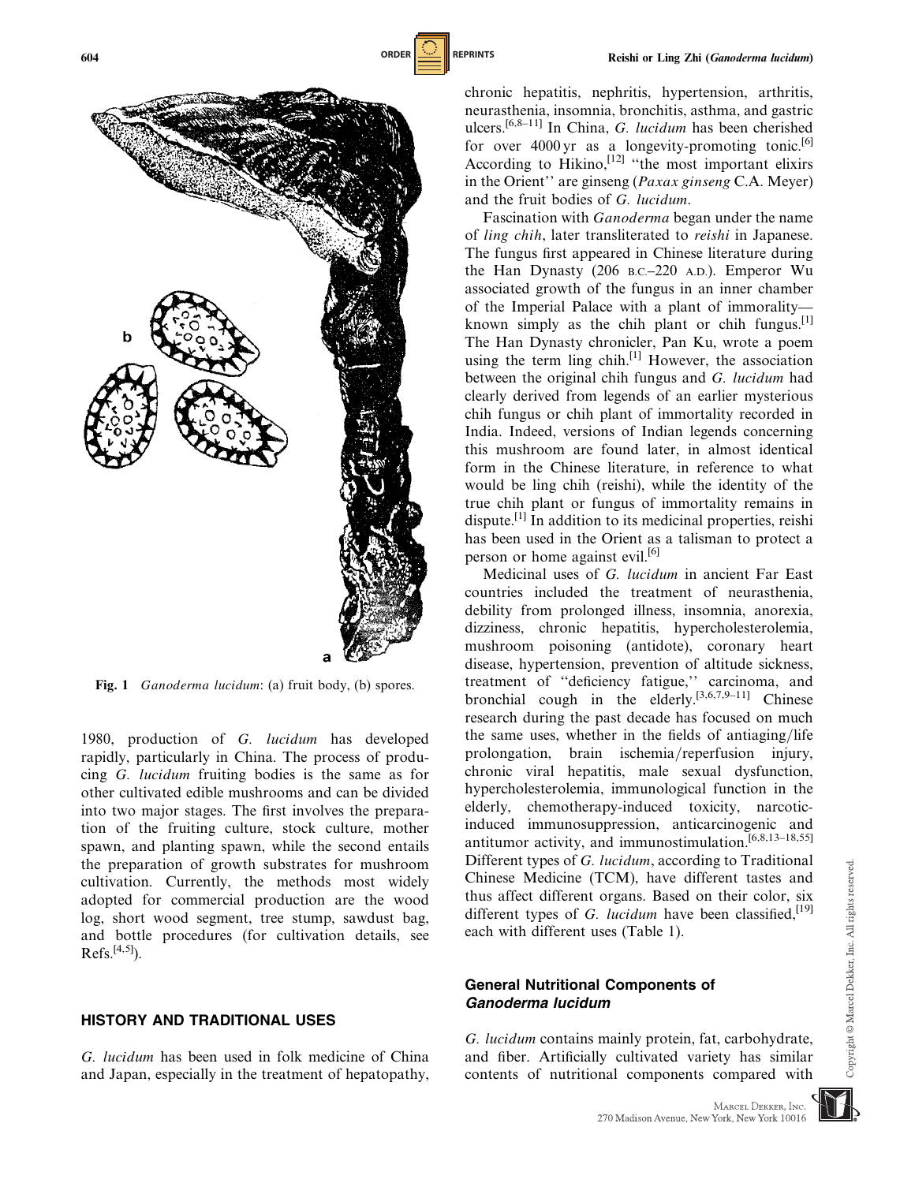Fig. 1 *Ganoderma lucidum*: (a) fruit body, (b) spores.

1980, production of *G. lucidum* has developed rapidly, particularly in China. The process of producing *G. lucidum* fruiting bodies is the same as for other cultivated edible mushrooms and can be divided into two major stages. The first involves the preparation of the fruiting culture, stock culture, mother spawn, and planting spawn, while the second entails the preparation of growth substrates for mushroom cultivation. Currently, the methods most widely adopted for commercial production are the wood log, short wood segment, tree stump, sawdust bag, and bottle procedures (for cultivation details, see Refs.[4,5]).

## HISTORY AND TRADITIONAL USES

*G. lucidum* has been used in folk medicine of China and Japan, especially in the treatment of hepatopathy, chronic hepatitis, nephritis, hypertension, arthritis, neurasthenia, insomnia, bronchitis, asthma, and gastric ulcers.[6,8–11] In China, *G. lucidum* has been cherished for over 4000 yr as a longevity-promoting tonic.[6] According to Hikino,[12] "the most important elixirs in the Orient" are ginseng (*Paxax ginseng* C.A. Meyer) and the fruit bodies of *G. lucidum*.

Fascination with *Ganoderma* began under the name of *ling chih*, later transliterated to *reishi* in Japanese. The fungus first appeared in Chinese literature during the Han Dynasty (206 B.C.–220 A.D.). Emperor Wu associated growth of the fungus in an inner chamber of the Imperial Palace with a plant of immorality—known simply as the chih plant or chih fungus.[1] The Han Dynasty chronicler, Pan Ku, wrote a poem using the term ling chih.[1] However, the association between the original chih fungus and *G. lucidum* had clearly derived from legends of an earlier mysterious chih fungus or chih plant of immortality recorded in India. Indeed, versions of Indian legends concerning this mushroom are found later, in almost identical form in the Chinese literature, in reference to what would be ling chih (reishi), while the identity of the true chih plant or fungus of immortality remains in dispute.[1] In addition to its medicinal properties, reishi has been used in the Orient as a talisman to protect a person or home against evil.[6]

Medicinal uses of *G. lucidum* in ancient Far East countries included the treatment of neurasthenia, debility from prolonged illness, insomnia, anorexia, dizziness, chronic hepatitis, hypercholesterolemia, mushroom poisoning (antidote), coronary heart disease, hypertension, prevention of altitude sickness, treatment of "deficiency fatigue," carcinoma, and bronchial cough in the elderly.[3,6,7,9–11] Chinese research during the past decade has focused on much the same uses, whether in the fields of antiaging/life prolongation, brain ischemia/reperfusion injury, chronic viral hepatitis, male sexual dysfunction, hypercholesterolemia, immunological function in the elderly, chemotherapy-induced toxicity, narcotic-induced immunosuppression, anticarcinogenic and antitumor activity, and immunostimulation.[6,8,13–18,55] Different types of *G. lucidum*, according to Traditional Chinese Medicine (TCM), have different tastes and thus affect different organs. Based on their color, six different types of *G. lucidum* have been classified,[19] each with different uses (Table 1).

### General Nutritional Components of *Ganoderma lucidum*

*G. lucidum* contains mainly protein, fat, carbohydrate, and fiber. Artificially cultivated variety has similar contents of nutritional components compared with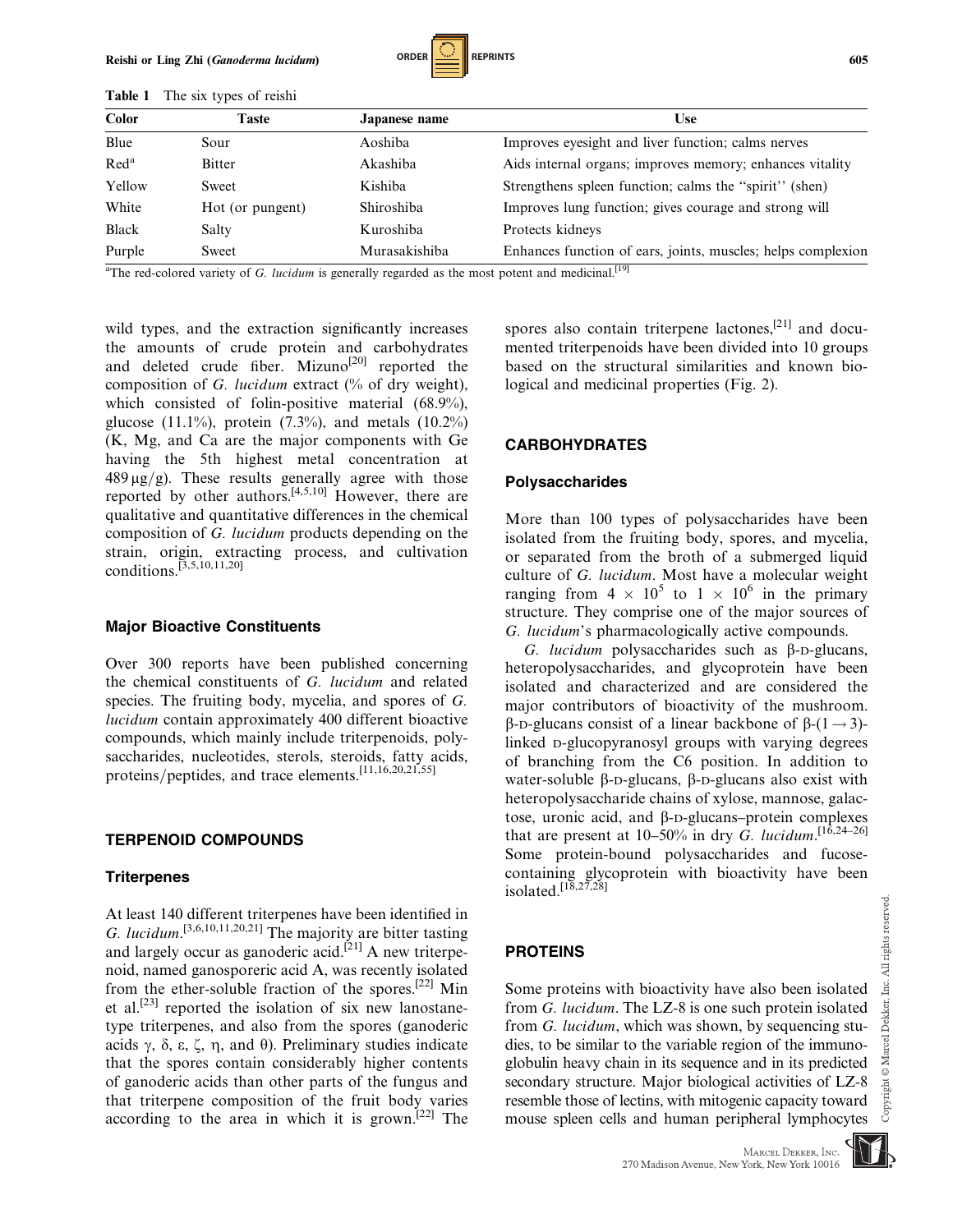**Table 1** The six types of reishi

| Color | Taste | Japanese name | Use |
|---|---|---|---|
| Blue | Sour | Aoshiba | Improves eyesight and liver function; calms nerves |
| Red[a] | Bitter | Akashiba | Aids internal organs; improves memory; enhances vitality |
| Yellow | Sweet | Kishiba | Strengthens spleen function; calms the "spirit" (shen) |
| White | Hot (or pungent) | Shiroshiba | Improves lung function; gives courage and strong will |
| Black | Salty | Kuroshiba | Protects kidneys |
| Purple | Sweet | Murasakishiba | Enhances function of ears, joints, muscles; helps complexion |

[a]The red-colored variety of *G. lucidum* is generally regarded as the most potent and medicinal.[19]

wild types, and the extraction significantly increases the amounts of crude protein and carbohydrates and deleted crude fiber. Mizuno[20] reported the composition of *G. lucidum* extract (% of dry weight), which consisted of folin-positive material (68.9%), glucose (11.1%), protein (7.3%), and metals (10.2%) (K, Mg, and Ca are the major components with Ge having the 5th highest metal concentration at 489 μg/g). These results generally agree with those reported by other authors.[4,5,10] However, there are qualitative and quantitative differences in the chemical composition of *G. lucidum* products depending on the strain, origin, extracting process, and cultivation conditions.[3,5,10,11,20]

### Major Bioactive Constituents

Over 300 reports have been published concerning the chemical constituents of *G. lucidum* and related species. The fruiting body, mycelia, and spores of *G. lucidum* contain approximately 400 different bioactive compounds, which mainly include triterpenoids, polysaccharides, nucleotides, sterols, steroids, fatty acids, proteins/peptides, and trace elements.[11,16,20,21,55]

## TERPENOID COMPOUNDS

### Triterpenes

At least 140 different triterpenes have been identified in *G. lucidum*.[3,6,10,11,20,21] The majority are bitter tasting and largely occur as ganoderic acid.[21] A new triterpenoid, named ganosporeric acid A, was recently isolated from the ether-soluble fraction of the spores.[22] Min et al.[23] reported the isolation of six new lanostane-type triterpenes, and also from the spores (ganoderic acids γ, δ, ε, ζ, η, and θ). Preliminary studies indicate that the spores contain considerably higher contents of ganoderic acids than other parts of the fungus and that triterpene composition of the fruit body varies according to the area in which it is grown.[22] The spores also contain triterpene lactones,[21] and documented triterpenoids have been divided into 10 groups based on the structural similarities and known biological and medicinal properties (Fig. 2).

## CARBOHYDRATES

### Polysaccharides

More than 100 types of polysaccharides have been isolated from the fruiting body, spores, and mycelia, or separated from the broth of a submerged liquid culture of *G. lucidum*. Most have a molecular weight ranging from $4 \times 10^5$ to $1 \times 10^6$ in the primary structure. They comprise one of the major sources of *G. lucidum*'s pharmacologically active compounds.

*G. lucidum* polysaccharides such as β-D-glucans, heteropolysaccharides, and glycoprotein have been isolated and characterized and are considered the major contributors of bioactivity of the mushroom. β-D-glucans consist of a linear backbone of β-(1→3)-linked D-glucopyranosyl groups with varying degrees of branching from the C6 position. In addition to water-soluble β-D-glucans, β-D-glucans also exist with heteropolysaccharide chains of xylose, mannose, galactose, uronic acid, and β-D-glucans–protein complexes that are present at 10–50% in dry *G. lucidum*.[16,24–26] Some protein-bound polysaccharides and fucose-containing glycoprotein with bioactivity have been isolated.[18,27,28]

## PROTEINS

Some proteins with bioactivity have also been isolated from *G. lucidum*. The LZ-8 is one such protein isolated from *G. lucidum*, which was shown, by sequencing studies, to be similar to the variable region of the immunoglobulin heavy chain in its sequence and in its predicted secondary structure. Major biological activities of LZ-8 resemble those of lectins, with mitogenic capacity toward mouse spleen cells and human peripheral lymphocytes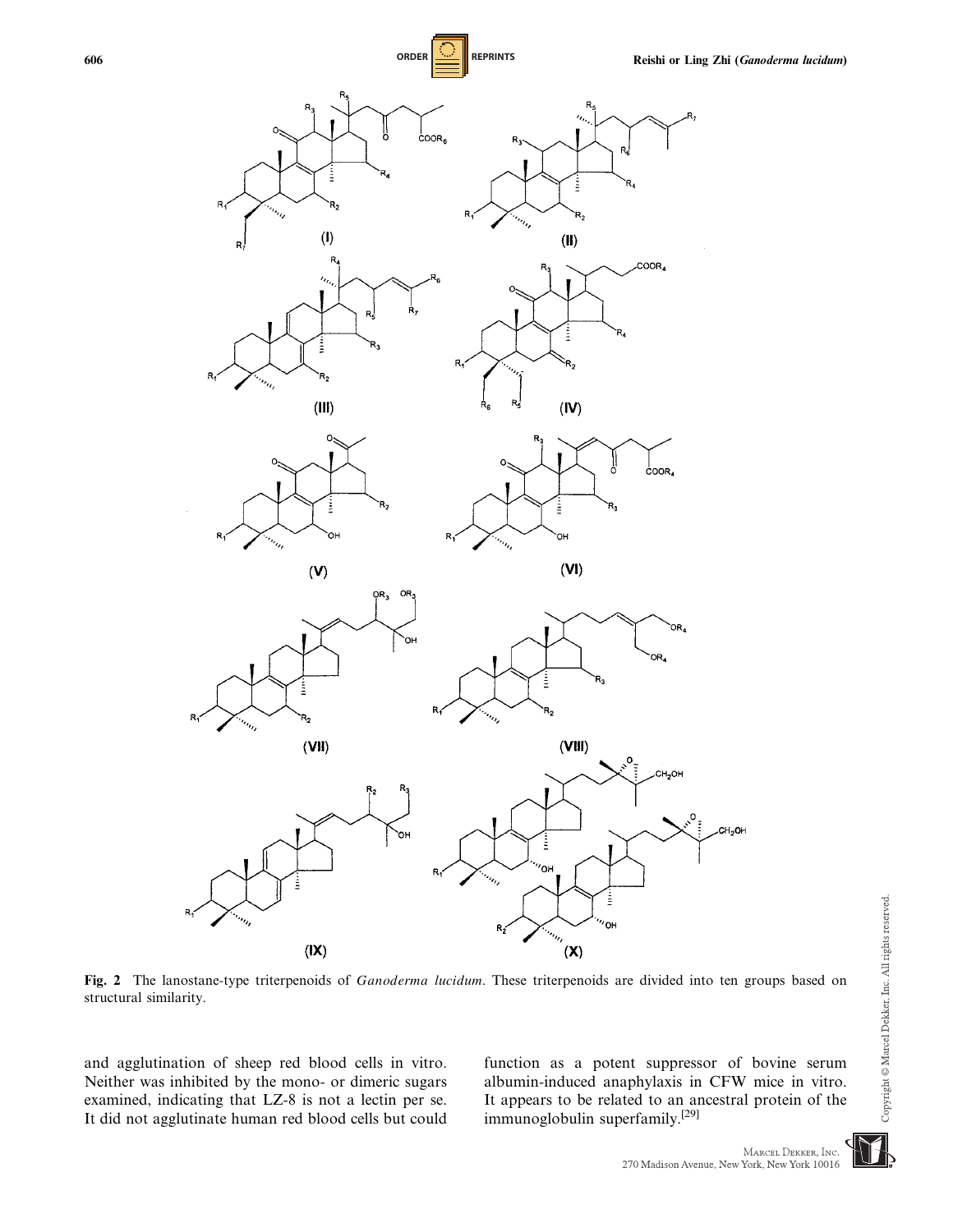**Fig. 2** The lanostane-type triterpenoids of *Ganoderma lucidum*. These triterpenoids are divided into ten groups based on structural similarity.

and agglutination of sheep red blood cells in vitro. Neither was inhibited by the mono- or dimeric sugars examined, indicating that LZ-8 is not a lectin per se. It did not agglutinate human red blood cells but could function as a potent suppressor of bovine serum albumin-induced anaphylaxis in CFW mice in vitro. It appears to be related to an ancestral protein of the immunoglobulin superfamily.[29]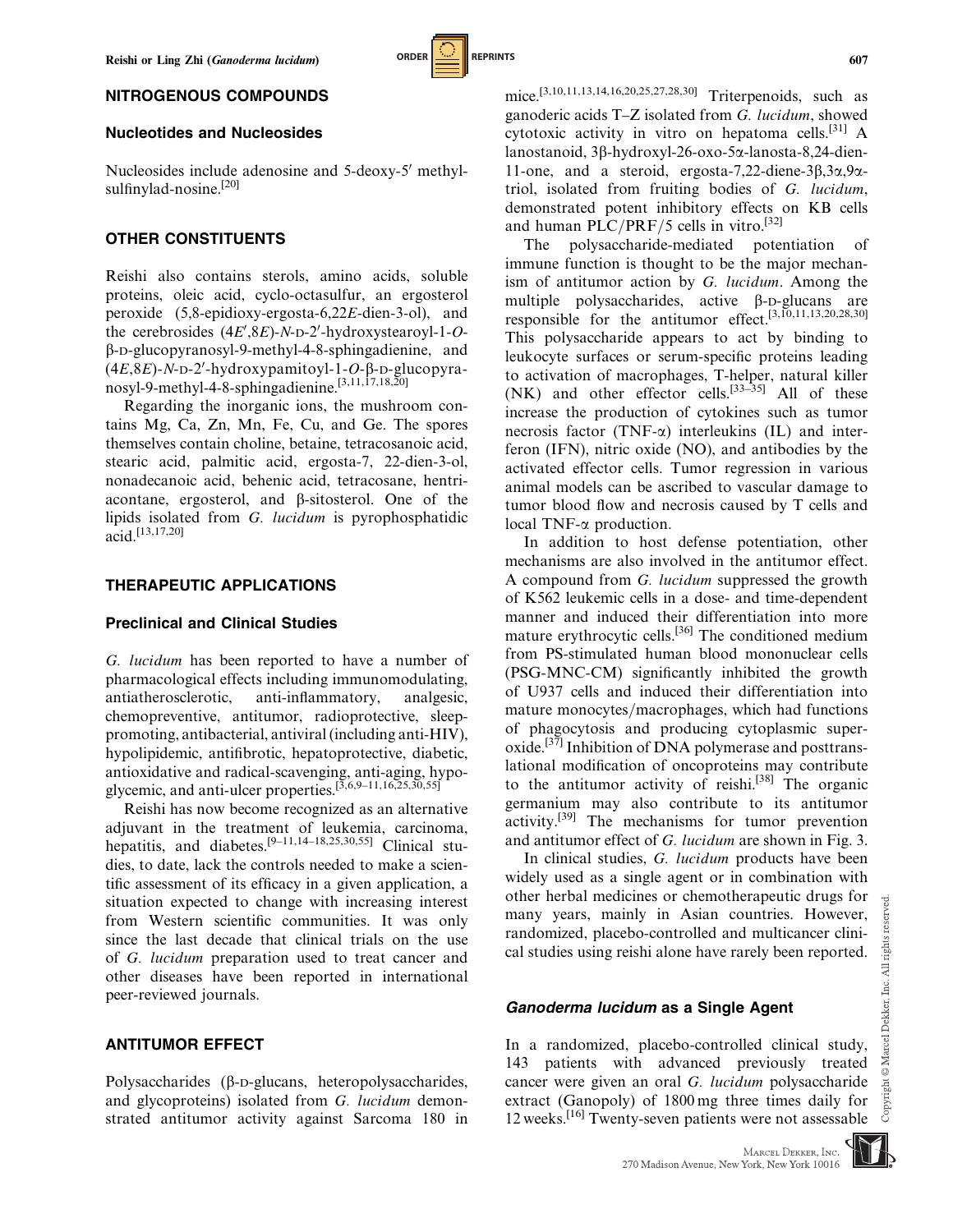## NITROGENOUS COMPOUNDS

### Nucleotides and Nucleosides

Nucleosides include adenosine and 5-deoxy-5′ methylsulfinylad-nosine.[20]

## OTHER CONSTITUENTS

Reishi also contains sterols, amino acids, soluble proteins, oleic acid, cyclo-octasulfur, an ergosterol peroxide (5,8-epidioxy-ergosta-6,22*E*-dien-3-ol), and the cerebrosides (4*E*′,8*E*)-*N*-D-2′-hydroxystearoyl-1-*O*-β-D-glucopyranosyl-9-methyl-4-8-sphingadienine, and (4*E*,8*E*)-*N*-D-2′-hydroxypamitoyl-1-*O*-β-D-glucopyranosyl-9-methyl-4-8-sphingadienine.[3,11,17,18,20]

Regarding the inorganic ions, the mushroom contains Mg, Ca, Zn, Mn, Fe, Cu, and Ge. The spores themselves contain choline, betaine, tetracosanoic acid, stearic acid, palmitic acid, ergosta-7, 22-dien-3-ol, nonadecanoic acid, behenic acid, tetracosane, hentriacontane, ergosterol, and β-sitosterol. One of the lipids isolated from *G. lucidum* is pyrophosphatidic acid.[13,17,20]

## THERAPEUTIC APPLICATIONS

### Preclinical and Clinical Studies

*G. lucidum* has been reported to have a number of pharmacological effects including immunomodulating, antiatherosclerotic, anti-inflammatory, analgesic, chemopreventive, antitumor, radioprotective, sleep-promoting, antibacterial, antiviral (including anti-HIV), hypolipidemic, antifibrotic, hepatoprotective, diabetic, antioxidative and radical-scavenging, anti-aging, hypoglycemic, and anti-ulcer properties.[3,6,9–11,16,25,30,55]

Reishi has now become recognized as an alternative adjuvant in the treatment of leukemia, carcinoma, hepatitis, and diabetes.[9–11,14–18,25,30,55] Clinical studies, to date, lack the controls needed to make a scientific assessment of its efficacy in a given application, a situation expected to change with increasing interest from Western scientific communities. It was only since the last decade that clinical trials on the use of *G. lucidum* preparation used to treat cancer and other diseases have been reported in international peer-reviewed journals.

## ANTITUMOR EFFECT

Polysaccharides (β-D-glucans, heteropolysaccharides, and glycoproteins) isolated from *G. lucidum* demonstrated antitumor activity against Sarcoma 180 in mice.[3,10,11,13,14,16,20,25,27,28,30] Triterpenoids, such as ganoderic acids T–Z isolated from *G. lucidum*, showed cytotoxic activity in vitro on hepatoma cells.[31] A lanostanoid, 3β-hydroxyl-26-oxo-5α-lanosta-8,24-dien-11-one, and a steroid, ergosta-7,22-diene-3β,3α,9α-triol, isolated from fruiting bodies of *G. lucidum*, demonstrated potent inhibitory effects on KB cells and human PLC/PRF/5 cells in vitro.[32]

The polysaccharide-mediated potentiation of immune function is thought to be the major mechanism of antitumor action by *G. lucidum*. Among the multiple polysaccharides, active β-D-glucans are responsible for the antitumor effect.[3,10,11,13,20,28,30] This polysaccharide appears to act by binding to leukocyte surfaces or serum-specific proteins leading to activation of macrophages, T-helper, natural killer (NK) and other effector cells.[33–35] All of these increase the production of cytokines such as tumor necrosis factor (TNF-α) interleukins (IL) and interferon (IFN), nitric oxide (NO), and antibodies by the activated effector cells. Tumor regression in various animal models can be ascribed to vascular damage to tumor blood flow and necrosis caused by T cells and local TNF-α production.

In addition to host defense potentiation, other mechanisms are also involved in the antitumor effect. A compound from *G. lucidum* suppressed the growth of K562 leukemic cells in a dose- and time-dependent manner and induced their differentiation into more mature erythrocytic cells.[36] The conditioned medium from PS-stimulated human blood mononuclear cells (PSG-MNC-CM) significantly inhibited the growth of U937 cells and induced their differentiation into mature monocytes/macrophages, which had functions of phagocytosis and producing cytoplasmic superoxide.[37] Inhibition of DNA polymerase and posttranslational modification of oncoproteins may contribute to the antitumor activity of reishi.[38] The organic germanium may also contribute to its antitumor activity.[39] The mechanisms for tumor prevention and antitumor effect of *G. lucidum* are shown in Fig. 3.

In clinical studies, *G. lucidum* products have been widely used as a single agent or in combination with other herbal medicines or chemotherapeutic drugs for many years, mainly in Asian countries. However, randomized, placebo-controlled and multicancer clinical studies using reishi alone have rarely been reported.

### *Ganoderma lucidum* as a Single Agent

In a randomized, placebo-controlled clinical study, 143 patients with advanced previously treated cancer were given an oral *G. lucidum* polysaccharide extract (Ganopoly) of 1800 mg three times daily for 12 weeks.[16] Twenty-seven patients were not assessable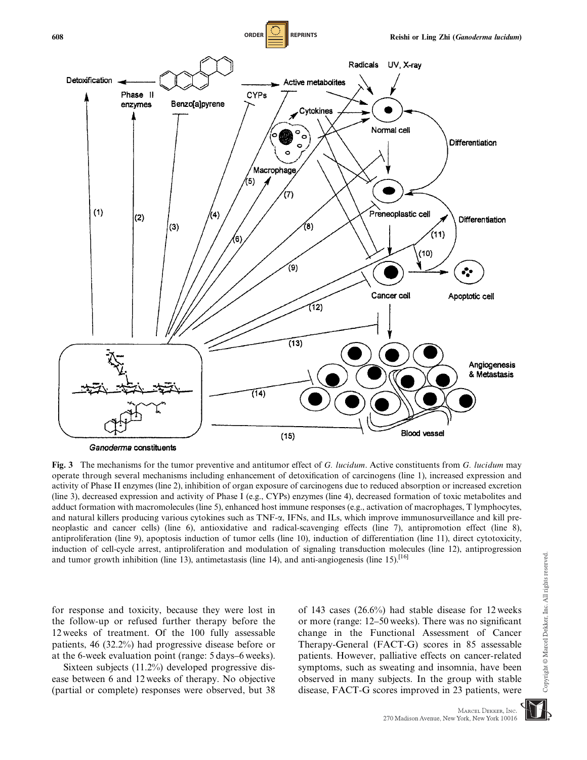**Fig. 3** The mechanisms for the tumor preventive and antitumor effect of *G. lucidum*. Active constituents from *G. lucidum* may operate through several mechanisms including enhancement of detoxification of carcinogens (line 1), increased expression and activity of Phase II enzymes (line 2), inhibition of organ exposure of carcinogens due to reduced absorption or increased excretion (line 3), decreased expression and activity of Phase I (e.g., CYPs) enzymes (line 4), decreased formation of toxic metabolites and adduct formation with macromolecules (line 5), enhanced host immune responses (e.g., activation of macrophages, T lymphocytes, and natural killers producing various cytokines such as TNF-α, IFNs, and ILs, which improve immunosurveillance and kill preneoplastic and cancer cells) (line 6), antioxidative and radical-scavenging effects (line 7), antipromotion effect (line 8), antiproliferation (line 9), apoptosis induction of tumor cells (line 10), induction of differentiation (line 11), direct cytotoxicity, induction of cell-cycle arrest, antiproliferation and modulation of signaling transduction molecules (line 12), antiprogression and tumor growth inhibition (line 13), antimetastasis (line 14), and anti-angiogenesis (line 15).[16]

for response and toxicity, because they were lost in the follow-up or refused further therapy before the 12 weeks of treatment. Of the 100 fully assessable patients, 46 (32.2%) had progressive disease before or at the 6-week evaluation point (range: 5 days–6 weeks).

Sixteen subjects (11.2%) developed progressive disease between 6 and 12 weeks of therapy. No objective (partial or complete) responses were observed, but 38 of 143 cases (26.6%) had stable disease for 12 weeks or more (range: 12–50 weeks). There was no significant change in the Functional Assessment of Cancer Therapy-General (FACT-G) scores in 85 assessable patients. However, palliative effects on cancer-related symptoms, such as sweating and insomnia, have been observed in many subjects. In the group with stable disease, FACT-G scores improved in 23 patients, were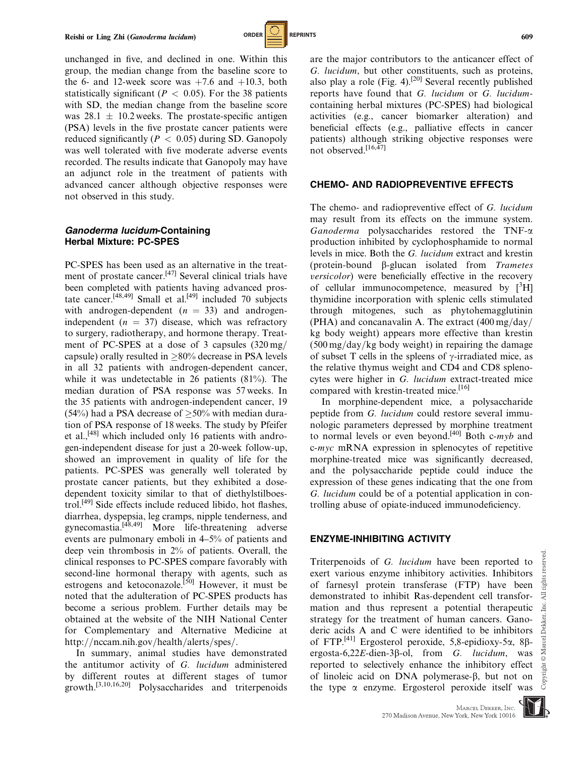unchanged in five, and declined in one. Within this group, the median change from the baseline score to the 6- and 12-week score was +7.6 and +10.3, both statistically significant ($P < 0.05$). For the 38 patients with SD, the median change from the baseline score was $28.1 \pm 10.2$ weeks. The prostate-specific antigen (PSA) levels in the five prostate cancer patients were reduced significantly ($P < 0.05$) during SD. Ganopoly was well tolerated with five moderate adverse events recorded. The results indicate that Ganopoly may have an adjunct role in the treatment of patients with advanced cancer although objective responses were not observed in this study.

### *Ganoderma lucidum*-Containing Herbal Mixture: PC-SPES

PC-SPES has been used as an alternative in the treatment of prostate cancer.[47] Several clinical trials have been completed with patients having advanced prostate cancer.[48,49] Small et al.[49] included 70 subjects with androgen-dependent ($n = 33$) and androgen-independent ($n = 37$) disease, which was refractory to surgery, radiotherapy, and hormone therapy. Treatment of PC-SPES at a dose of 3 capsules (320 mg/capsule) orally resulted in $\geq 80\%$ decrease in PSA levels in all 32 patients with androgen-dependent cancer, while it was undetectable in 26 patients (81%). The median duration of PSA response was 57 weeks. In the 35 patients with androgen-independent cancer, 19 (54%) had a PSA decrease of $\geq 50\%$ with median duration of PSA response of 18 weeks. The study by Pfeifer et al.,[48] which included only 16 patients with androgen-independent disease for just a 20-week follow-up, showed an improvement in quality of life for the patients. PC-SPES was generally well tolerated by prostate cancer patients, but they exhibited a dose-dependent toxicity similar to that of diethylstilboestrol.[49] Side effects include reduced libido, hot flashes, diarrhea, dyspepsia, leg cramps, nipple tenderness, and gynecomastia.[48,49] More life-threatening adverse events are pulmonary emboli in 4–5% of patients and deep vein thrombosis in 2% of patients. Overall, the clinical responses to PC-SPES compare favorably with second-line hormonal therapy with agents, such as estrogens and ketoconazole.[50] However, it must be noted that the adulteration of PC-SPES products has become a serious problem. Further details may be obtained at the website of the NIH National Center for Complementary and Alternative Medicine at http://nccam.nih.gov/health/alerts/spes/.

In summary, animal studies have demonstrated the antitumor activity of *G. lucidum* administered by different routes at different stages of tumor growth.[3,10,16,20] Polysaccharides and triterpenoids are the major contributors to the anticancer effect of *G. lucidum*, but other constituents, such as proteins, also play a role (Fig. 4).[20] Several recently published reports have found that *G. lucidum* or *G. lucidum*-containing herbal mixtures (PC-SPES) had biological activities (e.g., cancer biomarker alteration) and beneficial effects (e.g., palliative effects in cancer patients) although striking objective responses were not observed.[16,47]

## CHEMO- AND RADIOPREVENTIVE EFFECTS

The chemo- and radiopreventive effect of *G. lucidum* may result from its effects on the immune system. *Ganoderma* polysaccharides restored the TNF-$\alpha$ production inhibited by cyclophosphamide to normal levels in mice. Both the *G. lucidum* extract and krestin (protein-bound $\beta$-glucan isolated from *Trametes versicolor*) were beneficially effective in the recovery of cellular immunocompetence, measured by [$^3$H] thymidine incorporation with splenic cells stimulated through mitogenes, such as phytohemagglutinin (PHA) and concanavalin A. The extract (400 mg/day/kg body weight) appears more effective than krestin (500 mg/day/kg body weight) in repairing the damage of subset T cells in the spleens of $\gamma$-irradiated mice, as the relative thymus weight and CD4 and CD8 splenocytes were higher in *G. lucidum* extract-treated mice compared with krestin-treated mice.[16]

In morphine-dependent mice, a polysaccharide peptide from *G. lucidum* could restore several immunologic parameters depressed by morphine treatment to normal levels or even beyond.[40] Both c-*myb* and c-*myc* mRNA expression in splenocytes of repetitive morphine-treated mice was significantly decreased, and the polysaccharide peptide could induce the expression of these genes indicating that the one from *G. lucidum* could be of a potential application in controlling abuse of opiate-induced immunodeficiency.

## ENZYME-INHIBITING ACTIVITY

Triterpenoids of *G. lucidum* have been reported to exert various enzyme inhibitory activities. Inhibitors of farnesyl protein transferase (FTP) have been demonstrated to inhibit Ras-dependent cell transformation and thus represent a potential therapeutic strategy for the treatment of human cancers. Ganoderic acids A and C were identified to be inhibitors of FTP.[41] Ergosterol peroxide, 5,8-epidioxy-5$\alpha$, 8$\beta$-ergosta-6,22*E*-dien-3$\beta$-ol, from *G. lucidum*, was reported to selectively enhance the inhibitory effect of linoleic acid on DNA polymerase-$\beta$, but not on the type $\alpha$ enzyme. Ergosterol peroxide itself was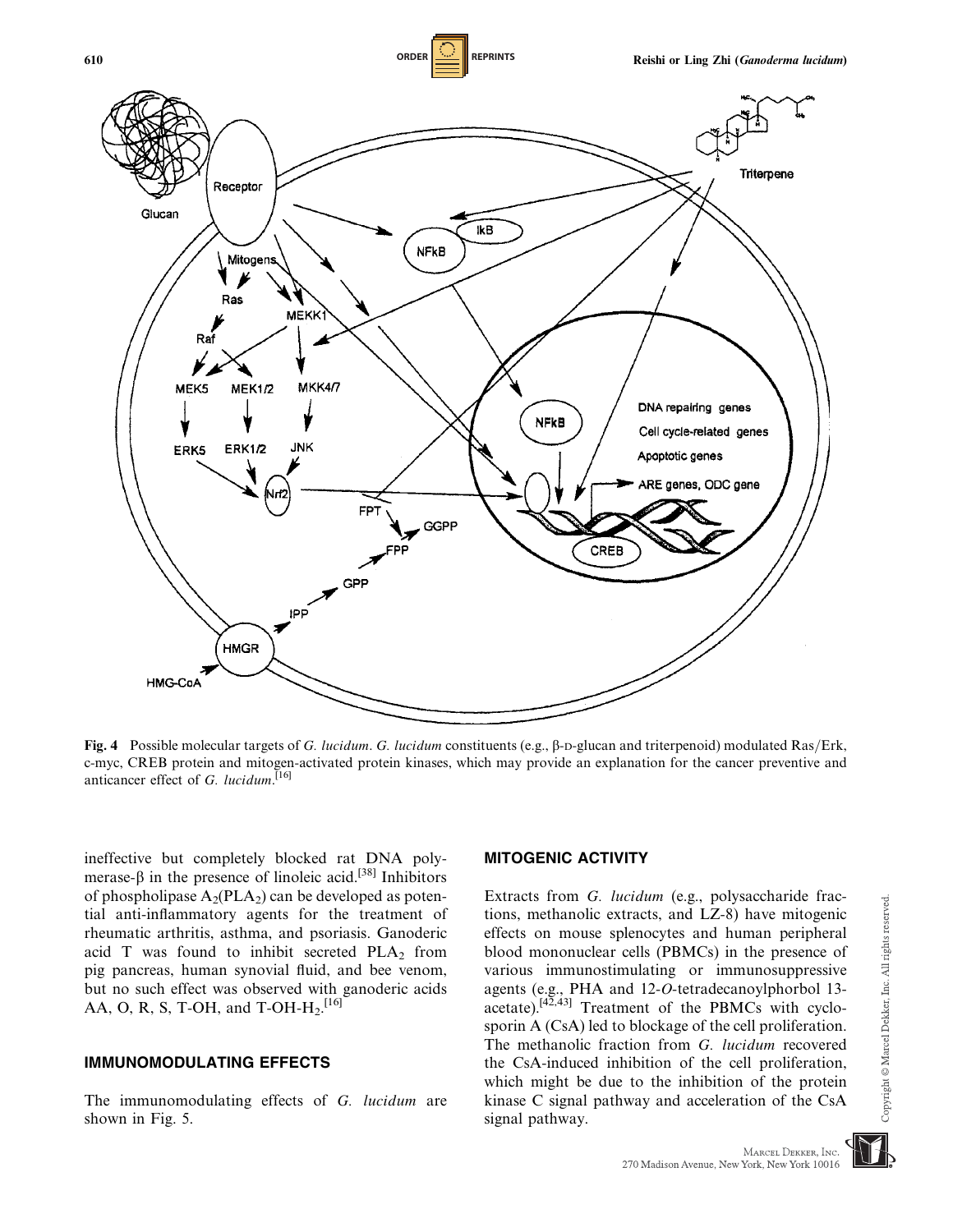Fig. 4 Possible molecular targets of *G. lucidum*. *G. lucidum* constituents (e.g., β-D-glucan and triterpenoid) modulated Ras/Erk, c-myc, CREB protein and mitogen-activated protein kinases, which may provide an explanation for the cancer preventive and anticancer effect of *G. lucidum*.[16]

ineffective but completely blocked rat DNA polymerase-β in the presence of linoleic acid.[38] Inhibitors of phospholipase $A_2$($PLA_2$) can be developed as potential anti-inflammatory agents for the treatment of rheumatic arthritis, asthma, and psoriasis. Ganoderic acid T was found to inhibit secreted $PLA_2$ from pig pancreas, human synovial fluid, and bee venom, but no such effect was observed with ganoderic acids AA, O, R, S, T-OH, and T-OH-$H_2$.[16]

## IMMUNOMODULATING EFFECTS

The immunomodulating effects of *G. lucidum* are shown in Fig. 5.

## MITOGENIC ACTIVITY

Extracts from *G. lucidum* (e.g., polysaccharide fractions, methanolic extracts, and LZ-8) have mitogenic effects on mouse splenocytes and human peripheral blood mononuclear cells (PBMCs) in the presence of various immunostimulating or immunosuppressive agents (e.g., PHA and 12-*O*-tetradecanoylphorbol 13-acetate).[42,43] Treatment of the PBMCs with cyclosporin A (CsA) led to blockage of the cell proliferation. The methanolic fraction from *G. lucidum* recovered the CsA-induced inhibition of the cell proliferation, which might be due to the inhibition of the protein kinase C signal pathway and acceleration of the CsA signal pathway.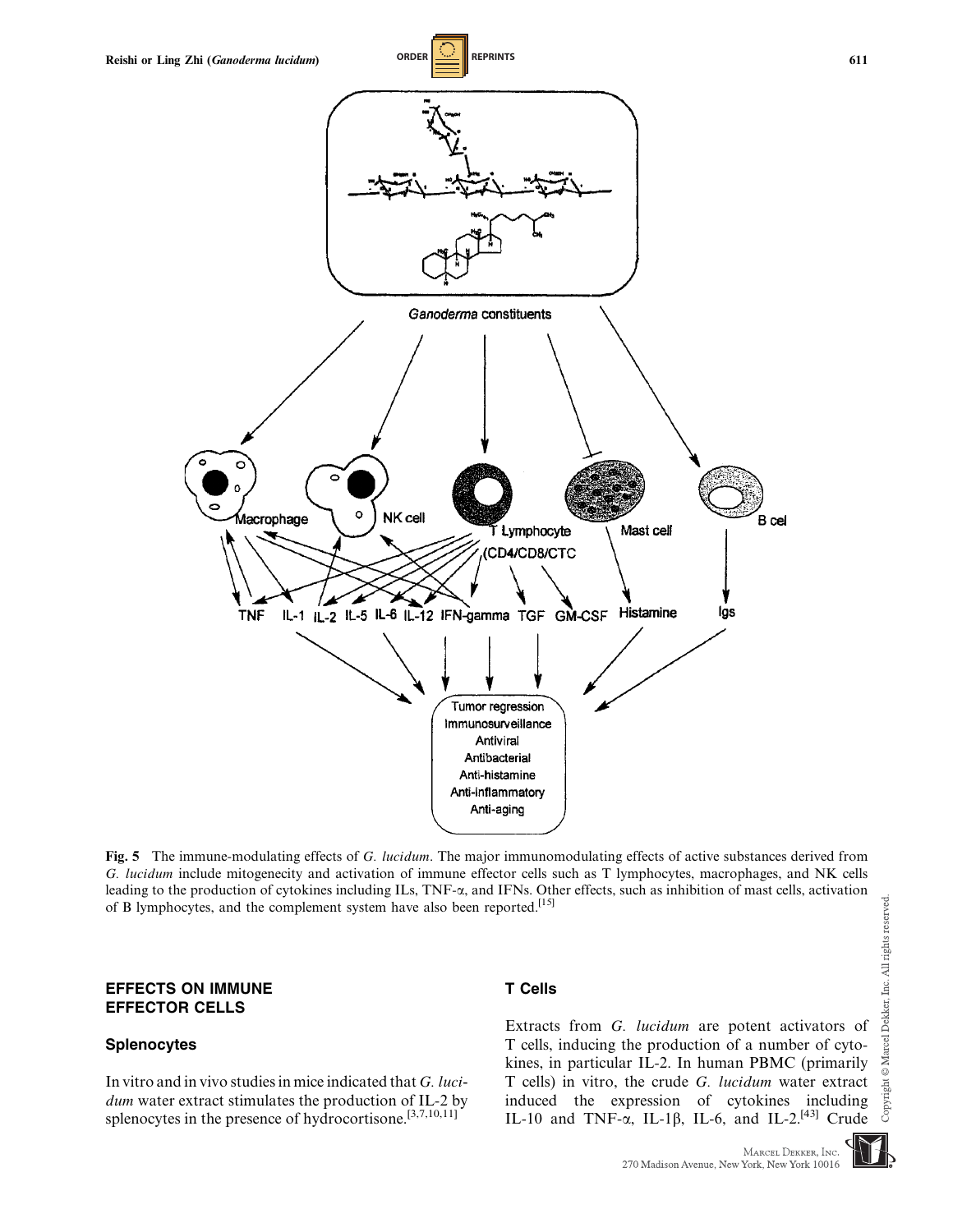**Fig. 5** The immune-modulating effects of *G. lucidum*. The major immunomodulating effects of active substances derived from *G. lucidum* include mitogenecity and activation of immune effector cells such as T lymphocytes, macrophages, and NK cells leading to the production of cytokines including ILs, TNF-α, and IFNs. Other effects, such as inhibition of mast cells, activation of B lymphocytes, and the complement system have also been reported.[15]

## EFFECTS ON IMMUNE EFFECTOR CELLS

### Splenocytes

In vitro and in vivo studies in mice indicated that *G. lucidum* water extract stimulates the production of IL-2 by splenocytes in the presence of hydrocortisone.[3,7,10,11]

### T Cells

Extracts from *G. lucidum* are potent activators of T cells, inducing the production of a number of cytokines, in particular IL-2. In human PBMC (primarily T cells) in vitro, the crude *G. lucidum* water extract induced the expression of cytokines including IL-10 and TNF-α, IL-1β, IL-6, and IL-2.[43] Crude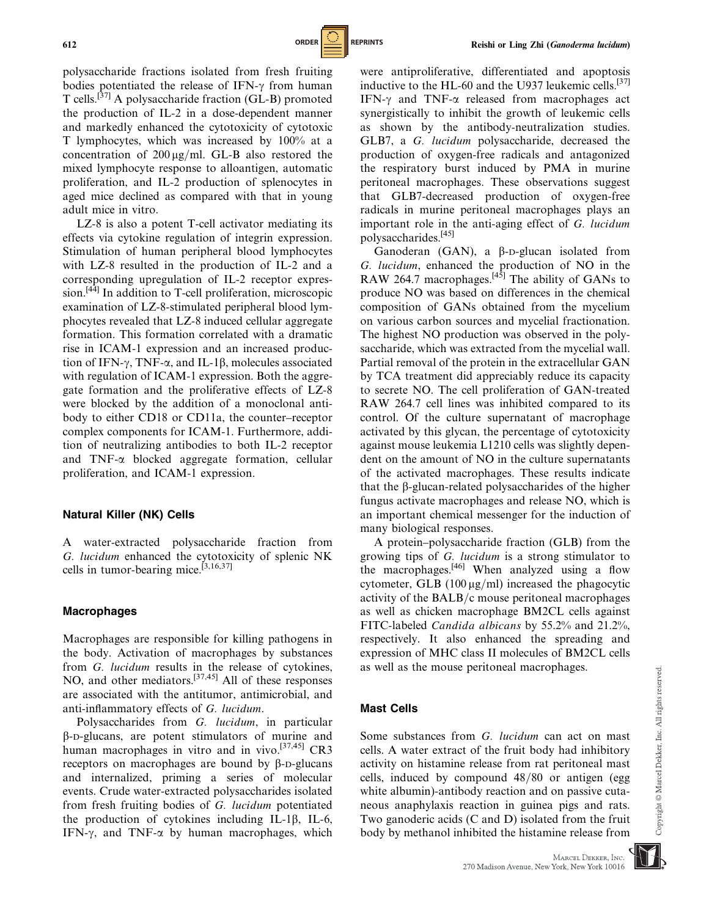polysaccharide fractions isolated from fresh fruiting bodies potentiated the release of IFN-$\gamma$ from human T cells.[37] A polysaccharide fraction (GL-B) promoted the production of IL-2 in a dose-dependent manner and markedly enhanced the cytotoxicity of cytotoxic T lymphocytes, which was increased by 100% at a concentration of 200 μg/ml. GL-B also restored the mixed lymphocyte response to alloantigen, automatic proliferation, and IL-2 production of splenocytes in aged mice declined as compared with that in young adult mice in vitro.

LZ-8 is also a potent T-cell activator mediating its effects via cytokine regulation of integrin expression. Stimulation of human peripheral blood lymphocytes with LZ-8 resulted in the production of IL-2 and a corresponding upregulation of IL-2 receptor expression.[44] In addition to T-cell proliferation, microscopic examination of LZ-8-stimulated peripheral blood lymphocytes revealed that LZ-8 induced cellular aggregate formation. This formation correlated with a dramatic rise in ICAM-1 expression and an increased production of IFN-$\gamma$, TNF-$\alpha$, and IL-1$\beta$, molecules associated with regulation of ICAM-1 expression. Both the aggregate formation and the proliferative effects of LZ-8 were blocked by the addition of a monoclonal antibody to either CD18 or CD11a, the counter–receptor complex components for ICAM-1. Furthermore, addition of neutralizing antibodies to both IL-2 receptor and TNF-$\alpha$ blocked aggregate formation, cellular proliferation, and ICAM-1 expression.

### Natural Killer (NK) Cells

A water-extracted polysaccharide fraction from *G. lucidum* enhanced the cytotoxicity of splenic NK cells in tumor-bearing mice.[3,16,37]

### Macrophages

Macrophages are responsible for killing pathogens in the body. Activation of macrophages by substances from *G. lucidum* results in the release of cytokines, NO, and other mediators.[37,45] All of these responses are associated with the antitumor, antimicrobial, and anti-inflammatory effects of *G. lucidum*.

Polysaccharides from *G. lucidum*, in particular β-D-glucans, are potent stimulators of murine and human macrophages in vitro and in vivo.[37,45] CR3 receptors on macrophages are bound by β-D-glucans and internalized, priming a series of molecular events. Crude water-extracted polysaccharides isolated from fresh fruiting bodies of *G. lucidum* potentiated the production of cytokines including IL-1$\beta$, IL-6, IFN-$\gamma$, and TNF-$\alpha$ by human macrophages, which were antiproliferative, differentiated and apoptosis inductive to the HL-60 and the U937 leukemic cells.[37] IFN-$\gamma$ and TNF-$\alpha$ released from macrophages act synergistically to inhibit the growth of leukemic cells as shown by the antibody-neutralization studies. GLB7, a *G. lucidum* polysaccharide, decreased the production of oxygen-free radicals and antagonized the respiratory burst induced by PMA in murine peritoneal macrophages. These observations suggest that GLB7-decreased production of oxygen-free radicals in murine peritoneal macrophages plays an important role in the anti-aging effect of *G. lucidum* polysaccharides.[45]

Ganoderan (GAN), a β-D-glucan isolated from *G. lucidum*, enhanced the production of NO in the RAW 264.7 macrophages.[45] The ability of GANs to produce NO was based on differences in the chemical composition of GANs obtained from the mycelium on various carbon sources and mycelial fractionation. The highest NO production was observed in the polysaccharide, which was extracted from the mycelial wall. Partial removal of the protein in the extracellular GAN by TCA treatment did appreciably reduce its capacity to secrete NO. The cell proliferation of GAN-treated RAW 264.7 cell lines was inhibited compared to its control. Of the culture supernatant of macrophage activated by this glycan, the percentage of cytotoxicity against mouse leukemia L1210 cells was slightly dependent on the amount of NO in the culture supernatants of the activated macrophages. These results indicate that the β-glucan-related polysaccharides of the higher fungus activate macrophages and release NO, which is an important chemical messenger for the induction of many biological responses.

A protein–polysaccharide fraction (GLB) from the growing tips of *G. lucidum* is a strong stimulator to the macrophages.[46] When analyzed using a flow cytometer, GLB (100 μg/ml) increased the phagocytic activity of the BALB/c mouse peritoneal macrophages as well as chicken macrophage BM2CL cells against FITC-labeled *Candida albicans* by 55.2% and 21.2%, respectively. It also enhanced the spreading and expression of MHC class II molecules of BM2CL cells as well as the mouse peritoneal macrophages.

### Mast Cells

Some substances from *G. lucidum* can act on mast cells. A water extract of the fruit body had inhibitory activity on histamine release from rat peritoneal mast cells, induced by compound 48/80 or antigen (egg white albumin)-antibody reaction and on passive cutaneous anaphylaxis reaction in guinea pigs and rats. Two ganoderic acids (C and D) isolated from the fruit body by methanol inhibited the histamine release from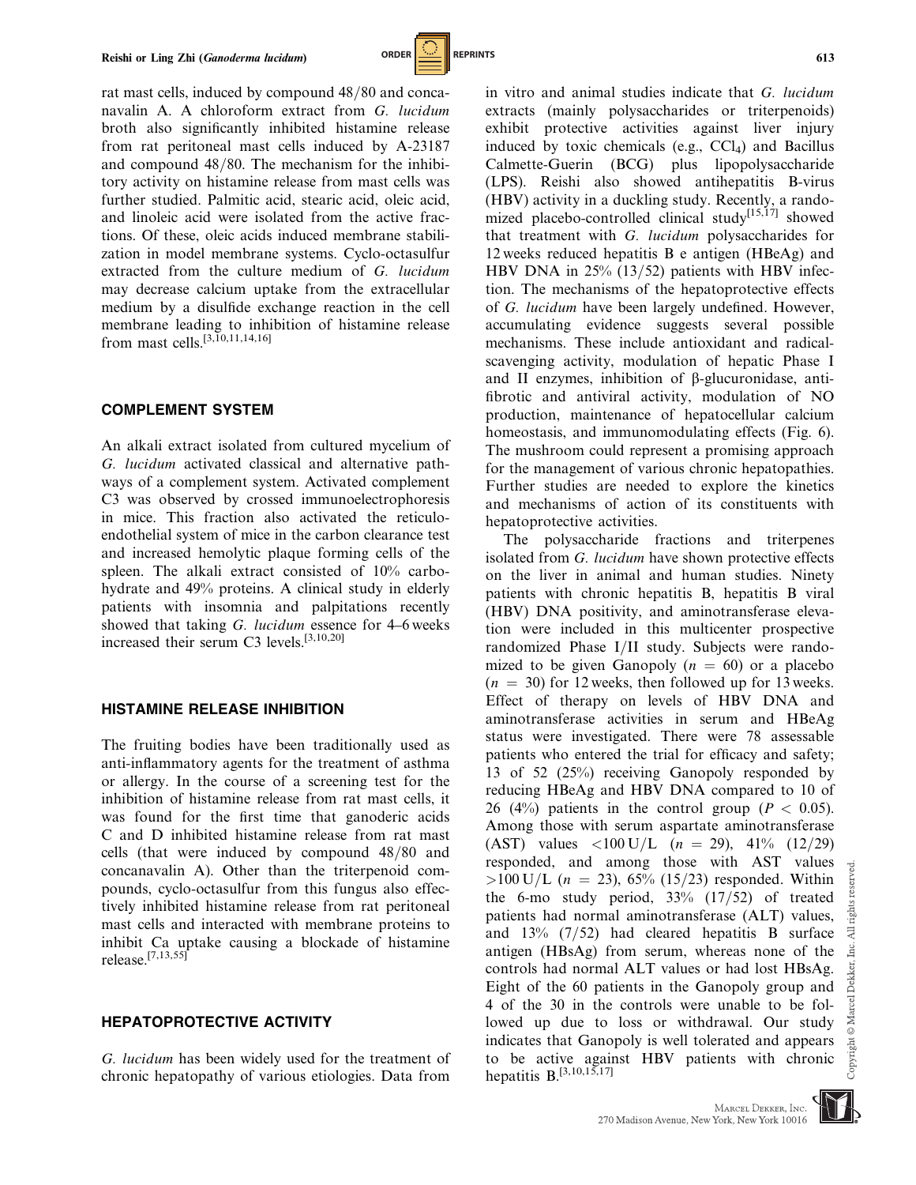rat mast cells, induced by compound 48/80 and concanavalin A. A chloroform extract from *G. lucidum* broth also significantly inhibited histamine release from rat peritoneal mast cells induced by A-23187 and compound 48/80. The mechanism for the inhibitory activity on histamine release from mast cells was further studied. Palmitic acid, stearic acid, oleic acid, and linoleic acid were isolated from the active fractions. Of these, oleic acids induced membrane stabilization in model membrane systems. Cyclo-octasulfur extracted from the culture medium of *G. lucidum* may decrease calcium uptake from the extracellular medium by a disulfide exchange reaction in the cell membrane leading to inhibition of histamine release from mast cells.[3,10,11,14,16]

## COMPLEMENT SYSTEM

An alkali extract isolated from cultured mycelium of *G. lucidum* activated classical and alternative pathways of a complement system. Activated complement C3 was observed by crossed immunoelectrophoresis in mice. This fraction also activated the reticuloendothelial system of mice in the carbon clearance test and increased hemolytic plaque forming cells of the spleen. The alkali extract consisted of 10% carbohydrate and 49% proteins. A clinical study in elderly patients with insomnia and palpitations recently showed that taking *G. lucidum* essence for 4–6 weeks increased their serum C3 levels.[3,10,20]

## HISTAMINE RELEASE INHIBITION

The fruiting bodies have been traditionally used as anti-inflammatory agents for the treatment of asthma or allergy. In the course of a screening test for the inhibition of histamine release from rat mast cells, it was found for the first time that ganoderic acids C and D inhibited histamine release from rat mast cells (that were induced by compound 48/80 and concanavalin A). Other than the triterpenoid compounds, cyclo-octasulfur from this fungus also effectively inhibited histamine release from rat peritoneal mast cells and interacted with membrane proteins to inhibit Ca uptake causing a blockade of histamine release.[7,13,55]

## HEPATOPROTECTIVE ACTIVITY

*G. lucidum* has been widely used for the treatment of chronic hepatopathy of various etiologies. Data from in vitro and animal studies indicate that *G. lucidum* extracts (mainly polysaccharides or triterpenoids) exhibit protective activities against liver injury induced by toxic chemicals (e.g., $CCl_4$) and Bacillus Calmette-Guerin (BCG) plus lipopolysaccharide (LPS). Reishi also showed antihepatitis B-virus (HBV) activity in a duckling study. Recently, a randomized placebo-controlled clinical study[15,17] showed that treatment with *G. lucidum* polysaccharides for 12 weeks reduced hepatitis B e antigen (HBeAg) and HBV DNA in 25% (13/52) patients with HBV infection. The mechanisms of the hepatoprotective effects of *G. lucidum* have been largely undefined. However, accumulating evidence suggests several possible mechanisms. These include antioxidant and radical-scavenging activity, modulation of hepatic Phase I and II enzymes, inhibition of β-glucuronidase, antifibrotic and antiviral activity, modulation of NO production, maintenance of hepatocellular calcium homeostasis, and immunomodulating effects (Fig. 6). The mushroom could represent a promising approach for the management of various chronic hepatopathies. Further studies are needed to explore the kinetics and mechanisms of action of its constituents with hepatoprotective activities.

The polysaccharide fractions and triterpenes isolated from *G. lucidum* have shown protective effects on the liver in animal and human studies. Ninety patients with chronic hepatitis B, hepatitis B viral (HBV) DNA positivity, and aminotransferase elevation were included in this multicenter prospective randomized Phase I/II study. Subjects were randomized to be given Ganopoly ($n = 60$) or a placebo ($n = 30$) for 12 weeks, then followed up for 13 weeks. Effect of therapy on levels of HBV DNA and aminotransferase activities in serum and HBeAg status were investigated. There were 78 assessable patients who entered the trial for efficacy and safety; 13 of 52 (25%) receiving Ganopoly responded by reducing HBeAg and HBV DNA compared to 10 of 26 (4%) patients in the control group ($P < 0.05$). Among those with serum aspartate aminotransferase (AST) values $<100$ U/L ($n = 29$), 41% (12/29) responded, and among those with AST values $>100$ U/L ($n = 23$), 65% (15/23) responded. Within the 6-mo study period, 33% (17/52) of treated patients had normal aminotransferase (ALT) values, and 13% (7/52) had cleared hepatitis B surface antigen (HBsAg) from serum, whereas none of the controls had normal ALT values or had lost HBsAg. Eight of the 60 patients in the Ganopoly group and 4 of the 30 in the controls were unable to be followed up due to loss or withdrawal. Our study indicates that Ganopoly is well tolerated and appears to be active against HBV patients with chronic hepatitis B.[3,10,15,17]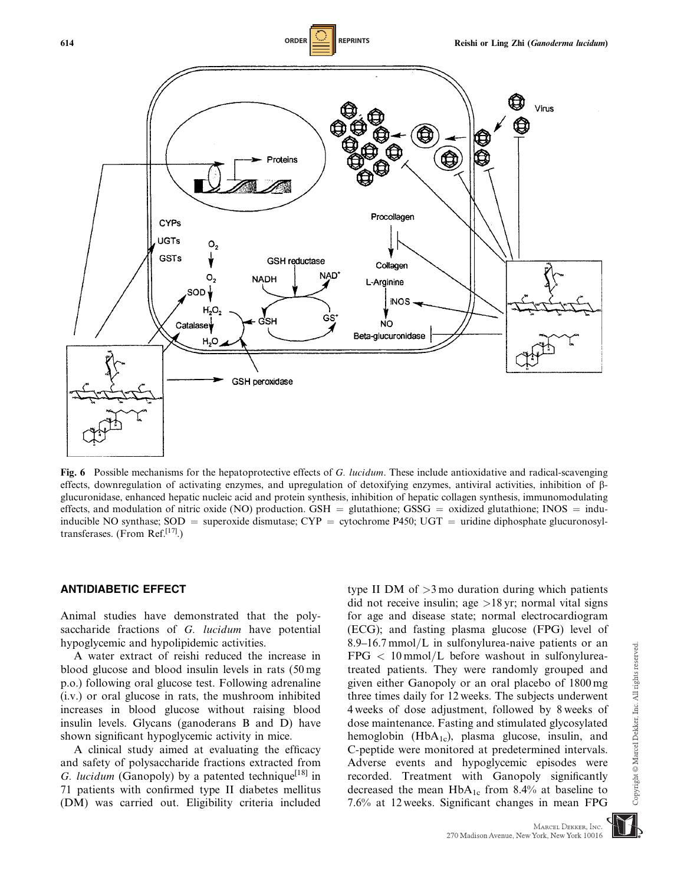Fig. 6 Possible mechanisms for the hepatoprotective effects of *G. lucidum*. These include antioxidative and radical-scavenging effects, downregulation of activating enzymes, and upregulation of detoxifying enzymes, antiviral activities, inhibition of β-glucuronidase, enhanced hepatic nucleic acid and protein synthesis, inhibition of hepatic collagen synthesis, immunomodulating effects, and modulation of nitric oxide (NO) production. GSH = glutathione; GSSG = oxidized glutathione; INOS = indu-inducible NO synthase; SOD = superoxide dismutase; CYP = cytochrome P450; UGT = uridine diphosphate glucuronosyl-transferases. (From Ref.[17].)

## ANTIDIABETIC EFFECT

Animal studies have demonstrated that the polysaccharide fractions of *G. lucidum* have potential hypoglycemic and hypolipidemic activities.

A water extract of reishi reduced the increase in blood glucose and blood insulin levels in rats (50 mg p.o.) following oral glucose test. Following adrenaline (i.v.) or oral glucose in rats, the mushroom inhibited increases in blood glucose without raising blood insulin levels. Glycans (ganoderans B and D) have shown significant hypoglycemic activity in mice.

A clinical study aimed at evaluating the efficacy and safety of polysaccharide fractions extracted from *G. lucidum* (Ganopoly) by a patented technique[18] in 71 patients with confirmed type II diabetes mellitus (DM) was carried out. Eligibility criteria included type II DM of >3 mo duration during which patients did not receive insulin; age >18 yr; normal vital signs for age and disease state; normal electrocardiogram (ECG); and fasting plasma glucose (FPG) level of 8.9–16.7 mmol/L in sulfonylurea-naive patients or an FPG < 10 mmol/L before washout in sulfonylurea-treated patients. They were randomly grouped and given either Ganopoly or an oral placebo of 1800 mg three times daily for 12 weeks. The subjects underwent 4 weeks of dose adjustment, followed by 8 weeks of dose maintenance. Fasting and stimulated glycosylated hemoglobin ($HbA_{1c}$), plasma glucose, insulin, and C-peptide were monitored at predetermined intervals. Adverse events and hypoglycemic episodes were recorded. Treatment with Ganopoly significantly decreased the mean $HbA_{1c}$ from 8.4% at baseline to 7.6% at 12 weeks. Significant changes in mean FPG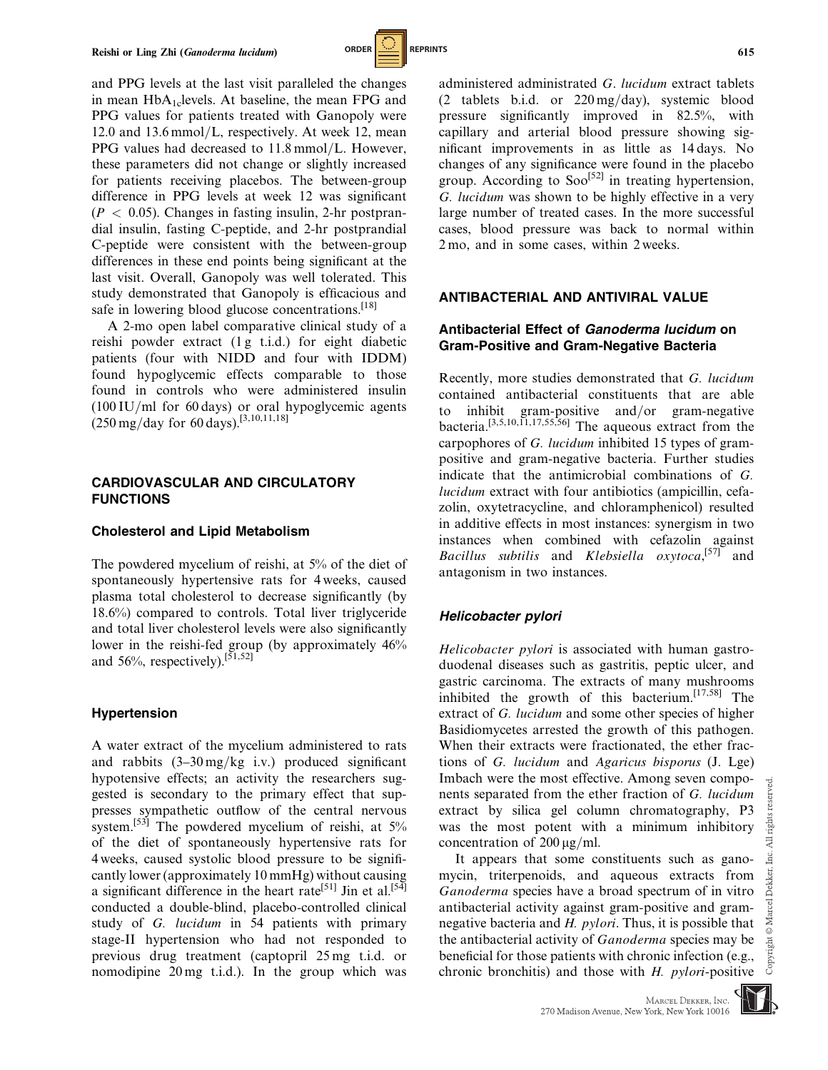and PPG levels at the last visit paralleled the changes in mean $HbA_{1c}$levels. At baseline, the mean FPG and PPG values for patients treated with Ganopoly were 12.0 and 13.6 mmol/L, respectively. At week 12, mean PPG values had decreased to 11.8 mmol/L. However, these parameters did not change or slightly increased for patients receiving placebos. The between-group difference in PPG levels at week 12 was significant ($P < 0.05$). Changes in fasting insulin, 2-hr postprandial insulin, fasting C-peptide, and 2-hr postprandial C-peptide were consistent with the between-group differences in these end points being significant at the last visit. Overall, Ganopoly was well tolerated. This study demonstrated that Ganopoly is efficacious and safe in lowering blood glucose concentrations.[18]

A 2-mo open label comparative clinical study of a reishi powder extract (1 g t.i.d.) for eight diabetic patients (four with NIDD and four with IDDM) found hypoglycemic effects comparable to those found in controls who were administered insulin (100 IU/ml for 60 days) or oral hypoglycemic agents (250 mg/day for 60 days).[3,10,11,18]

## CARDIOVASCULAR AND CIRCULATORY FUNCTIONS

### Cholesterol and Lipid Metabolism

The powdered mycelium of reishi, at 5% of the diet of spontaneously hypertensive rats for 4 weeks, caused plasma total cholesterol to decrease significantly (by 18.6%) compared to controls. Total liver triglyceride and total liver cholesterol levels were also significantly lower in the reishi-fed group (by approximately 46% and 56%, respectively).[51,52]

### Hypertension

A water extract of the mycelium administered to rats and rabbits (3–30 mg/kg i.v.) produced significant hypotensive effects; an activity the researchers suggested is secondary to the primary effect that suppresses sympathetic outflow of the central nervous system.[53] The powdered mycelium of reishi, at 5% of the diet of spontaneously hypertensive rats for 4 weeks, caused systolic blood pressure to be significantly lower (approximately 10 mmHg) without causing a significant difference in the heart rate[51] Jin et al.[54] conducted a double-blind, placebo-controlled clinical study of *G. lucidum* in 54 patients with primary stage-II hypertension who had not responded to previous drug treatment (captopril 25 mg t.i.d. or nomodipine 20 mg t.i.d.). In the group which was administered administrated *G. lucidum* extract tablets (2 tablets b.i.d. or 220 mg/day), systemic blood pressure significantly improved in 82.5%, with capillary and arterial blood pressure showing significant improvements in as little as 14 days. No changes of any significance were found in the placebo group. According to Soo[52] in treating hypertension, *G. lucidum* was shown to be highly effective in a very large number of treated cases. In the more successful cases, blood pressure was back to normal within 2 mo, and in some cases, within 2 weeks.

## ANTIBACTERIAL AND ANTIVIRAL VALUE

### Antibacterial Effect of *Ganoderma lucidum* on Gram-Positive and Gram-Negative Bacteria

Recently, more studies demonstrated that *G. lucidum* contained antibacterial constituents that are able to inhibit gram-positive and/or gram-negative bacteria.[3,5,10,11,17,55,56] The aqueous extract from the carpophores of *G. lucidum* inhibited 15 types of gram-positive and gram-negative bacteria. Further studies indicate that the antimicrobial combinations of *G. lucidum* extract with four antibiotics (ampicillin, cefazolin, oxytetracycline, and chloramphenicol) resulted in additive effects in most instances: synergism in two instances when combined with cefazolin against *Bacillus subtilis* and *Klebsiella oxytoca*,[57] and antagonism in two instances.

### *Helicobacter pylori*

*Helicobacter pylori* is associated with human gastroduodenal diseases such as gastritis, peptic ulcer, and gastric carcinoma. The extracts of many mushrooms inhibited the growth of this bacterium.[17,58] The extract of *G. lucidum* and some other species of higher Basidiomycetes arrested the growth of this pathogen. When their extracts were fractionated, the ether fractions of *G. lucidum* and *Agaricus bisporus* (J. Lge) Imbach were the most effective. Among seven components separated from the ether fraction of *G. lucidum* extract by silica gel column chromatography, P3 was the most potent with a minimum inhibitory concentration of 200 μg/ml.

It appears that some constituents such as ganomycin, triterpenoids, and aqueous extracts from *Ganoderma* species have a broad spectrum of in vitro antibacterial activity against gram-positive and gram-negative bacteria and *H. pylori*. Thus, it is possible that the antibacterial activity of *Ganoderma* species may be beneficial for those patients with chronic infection (e.g., chronic bronchitis) and those with *H. pylori*-positive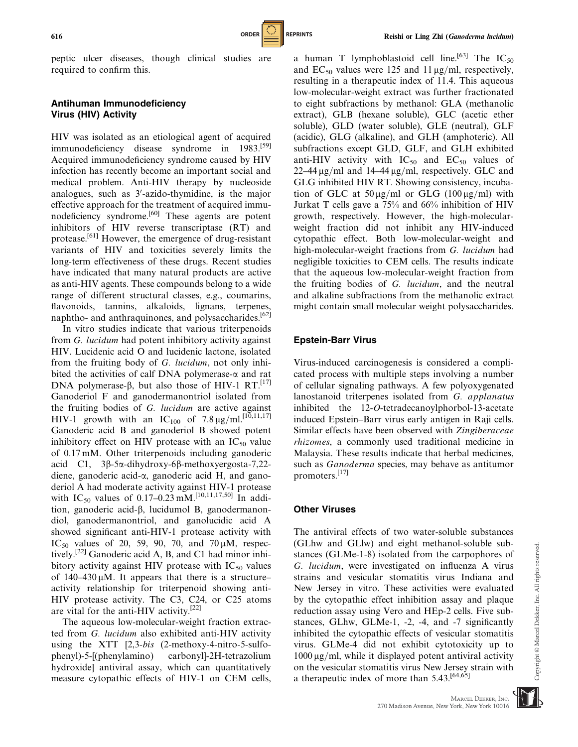peptic ulcer diseases, though clinical studies are required to confirm this.

## Antihuman Immunodeficiency Virus (HIV) Activity

HIV was isolated as an etiological agent of acquired immunodeficiency disease syndrome in 1983.[59] Acquired immunodeficiency syndrome caused by HIV infection has recently become an important social and medical problem. Anti-HIV therapy by nucleoside analogues, such as 3′-azido-thymidine, is the major effective approach for the treatment of acquired immunodeficiency syndrome.[60] These agents are potent inhibitors of HIV reverse transcriptase (RT) and protease.[61] However, the emergence of drug-resistant variants of HIV and toxicities severely limits the long-term effectiveness of these drugs. Recent studies have indicated that many natural products are active as anti-HIV agents. These compounds belong to a wide range of different structural classes, e.g., coumarins, flavonoids, tannins, alkaloids, lignans, terpenes, naphtho- and anthraquinones, and polysaccharides.[62]

In vitro studies indicate that various triterpenoids from *G. lucidum* had potent inhibitory activity against HIV. Lucidenic acid O and lucidenic lactone, isolated from the fruiting body of *G. lucidum*, not only inhibited the activities of calf DNA polymerase-α and rat DNA polymerase-β, but also those of HIV-1 RT.[17] Ganoderiol F and ganodermanontriol isolated from the fruiting bodies of *G. lucidum* are active against HIV-1 growth with an $IC_{100}$ of 7.8 μg/ml.[10,11,17] Ganoderic acid B and ganoderiol B showed potent inhibitory effect on HIV protease with an $IC_{50}$ value of 0.17 mM. Other triterpenoids including ganoderic acid C1, 3β-5α-dihydroxy-6β-methoxyergosta-7,22-diene, ganoderic acid-α, ganoderic acid H, and ganoderiol A had moderate activity against HIV-1 protease with $IC_{50}$ values of 0.17–0.23 mM.[10,11,17,50] In addition, ganoderic acid-β, lucidumol B, ganodermanondiol, ganodermanontriol, and ganolucidic acid A showed significant anti-HIV-1 protease activity with $IC_{50}$ values of 20, 59, 90, 70, and 70 μM, respectively.[22] Ganoderic acid A, B, and C1 had minor inhibitory activity against HIV protease with $IC_{50}$ values of 140–430 μM. It appears that there is a structure–activity relationship for triterpenoid showing anti-HIV protease activity. The C3, C24, or C25 atoms are vital for the anti-HIV activity.[22]

The aqueous low-molecular-weight fraction extracted from *G. lucidum* also exhibited anti-HIV activity using the XTT [2,3-*bis* (2-methoxy-4-nitro-5-sulfophenyl)-5-[(phenylamino) carbonyl]-2H-tetrazolium hydroxide] antiviral assay, which can quantitatively measure cytopathic effects of HIV-1 on CEM cells, a human T lymphoblastoid cell line.[63] The $IC_{50}$ and $EC_{50}$ values were 125 and 11 μg/ml, respectively, resulting in a therapeutic index of 11.4. This aqueous low-molecular-weight extract was further fractionated to eight subfractions by methanol: GLA (methanolic extract), GLB (hexane soluble), GLC (acetic ether soluble), GLD (water soluble), GLE (neutral), GLF (acidic), GLG (alkaline), and GLH (amphoteric). All subfractions except GLD, GLF, and GLH exhibited anti-HIV activity with $IC_{50}$ and $EC_{50}$ values of 22–44 μg/ml and 14–44 μg/ml, respectively. GLC and GLG inhibited HIV RT. Showing consistency, incubation of GLC at 50 μg/ml or GLG (100 μg/ml) with Jurkat T cells gave a 75% and 66% inhibition of HIV growth, respectively. However, the high-molecular-weight fraction did not inhibit any HIV-induced cytopathic effect. Both low-molecular-weight and high-molecular-weight fractions from *G. lucidum* had negligible toxicities to CEM cells. The results indicate that the aqueous low-molecular-weight fraction from the fruiting bodies of *G. lucidum*, and the neutral and alkaline subfractions from the methanolic extract might contain small molecular weight polysaccharides.

## Epstein-Barr Virus

Virus-induced carcinogenesis is considered a complicated process with multiple steps involving a number of cellular signaling pathways. A few polyoxygenated lanostanoid triterpenes isolated from *G. applanatus* inhibited the 12-*O*-tetradecanoylphorbol-13-acetate induced Epstein–Barr virus early antigen in Raji cells. Similar effects have been observed with *Zingiberaceae rhizomes*, a commonly used traditional medicine in Malaysia. These results indicate that herbal medicines, such as *Ganoderma* species, may behave as antitumor promoters.[17]

## Other Viruses

The antiviral effects of two water-soluble substances (GLhw and GLlw) and eight methanol-soluble substances (GLMe-1-8) isolated from the carpophores of *G. lucidum*, were investigated on influenza A virus strains and vesicular stomatitis virus Indiana and New Jersey in vitro. These activities were evaluated by the cytopathic effect inhibition assay and plaque reduction assay using Vero and HEp-2 cells. Five substances, GLhw, GLMe-1, -2, -4, and -7 significantly inhibited the cytopathic effects of vesicular stomatitis virus. GLMe-4 did not exhibit cytotoxicity up to 1000 μg/ml, while it displayed potent antiviral activity on the vesicular stomatitis virus New Jersey strain with a therapeutic index of more than 5.43.[64,65]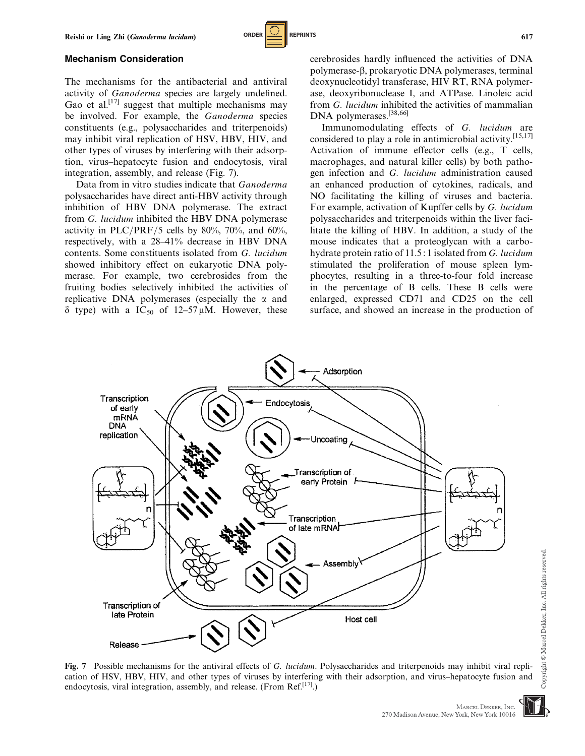## Mechanism Consideration

The mechanisms for the antibacterial and antiviral activity of *Ganoderma* species are largely undefined. Gao et al.[17] suggest that multiple mechanisms may be involved. For example, the *Ganoderma* species constituents (e.g., polysaccharides and triterpenoids) may inhibit viral replication of HSV, HBV, HIV, and other types of viruses by interfering with their adsorption, virus–hepatocyte fusion and endocytosis, viral integration, assembly, and release (Fig. 7).

Data from in vitro studies indicate that *Ganoderma* polysaccharides have direct anti-HBV activity through inhibition of HBV DNA polymerase. The extract from *G. lucidum* inhibited the HBV DNA polymerase activity in PLC/PRF/5 cells by 80%, 70%, and 60%, respectively, with a 28–41% decrease in HBV DNA contents. Some constituents isolated from *G. lucidum* showed inhibitory effect on eukaryotic DNA polymerase. For example, two cerebrosides from the fruiting bodies selectively inhibited the activities of replicative DNA polymerases (especially the α and δ type) with a $IC_{50}$ of 12–57 μM. However, these cerebrosides hardly influenced the activities of DNA polymerase-β, prokaryotic DNA polymerases, terminal deoxynucleotidyl transferase, HIV RT, RNA polymerase, deoxyribonuclease I, and ATPase. Linoleic acid from *G. lucidum* inhibited the activities of mammalian DNA polymerases.[38,66]

Immunomodulating effects of *G. lucidum* are considered to play a role in antimicrobial activity.[15,17] Activation of immune effector cells (e.g., T cells, macrophages, and natural killer cells) by both pathogen infection and *G. lucidum* administration caused an enhanced production of cytokines, radicals, and NO facilitating the killing of viruses and bacteria. For example, activation of Kupffer cells by *G. lucidum* polysaccharides and triterpenoids within the liver facilitate the killing of HBV. In addition, a study of the mouse indicates that a proteoglycan with a carbohydrate protein ratio of 11.5 : 1 isolated from *G. lucidum* stimulated the proliferation of mouse spleen lymphocytes, resulting in a three-to-four fold increase in the percentage of B cells. These B cells were enlarged, expressed CD71 and CD25 on the cell surface, and showed an increase in the production of

**Fig. 7** Possible mechanisms for the antiviral effects of *G. lucidum*. Polysaccharides and triterpenoids may inhibit viral replication of HSV, HBV, HIV, and other types of viruses by interfering with their adsorption, and virus–hepatocyte fusion and endocytosis, viral integration, assembly, and release. (From Ref.[17].)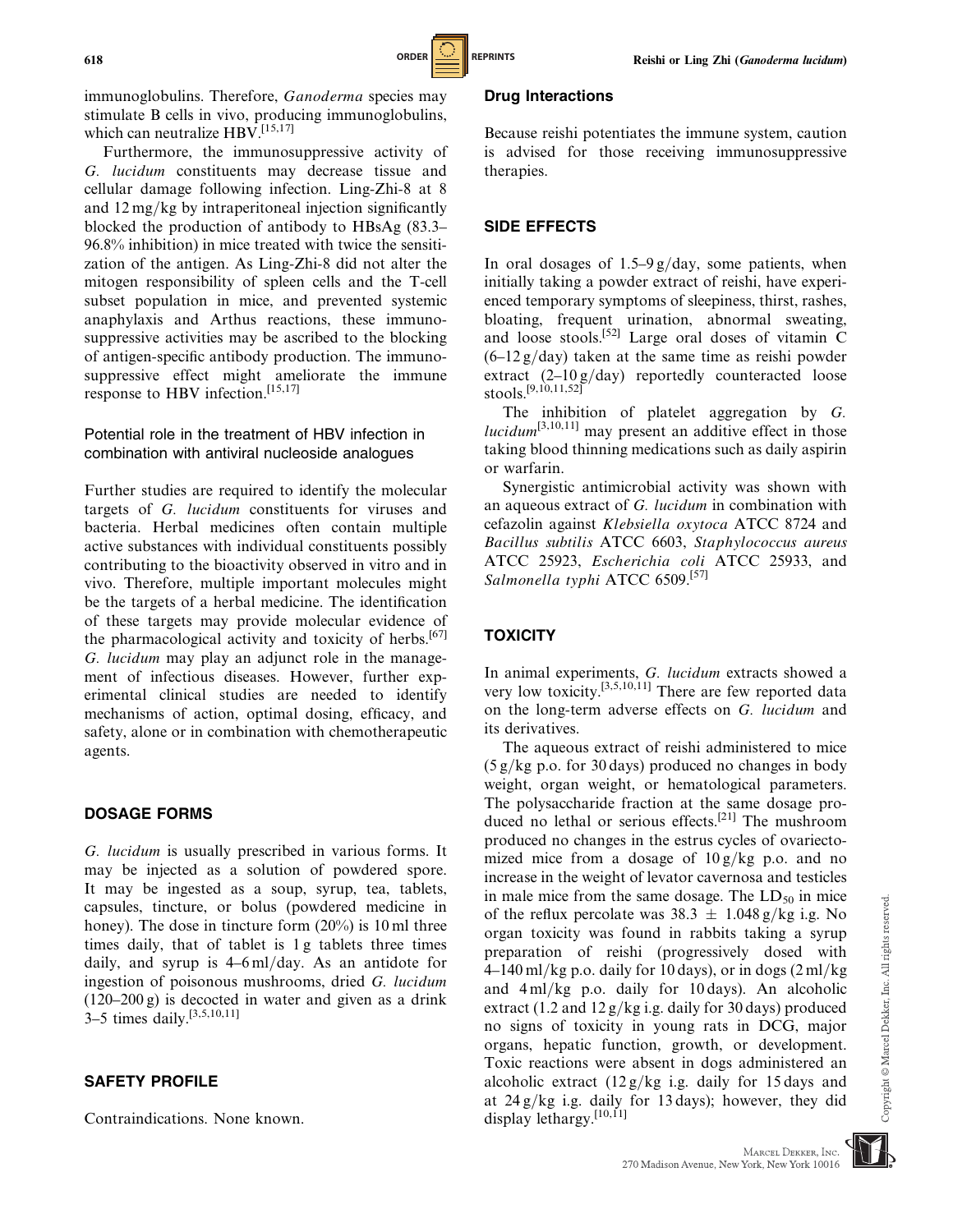immunoglobulins. Therefore, *Ganoderma* species may stimulate B cells in vivo, producing immunoglobulins, which can neutralize HBV.[15,17]

Furthermore, the immunosuppressive activity of *G. lucidum* constituents may decrease tissue and cellular damage following infection. Ling-Zhi-8 at 8 and 12 mg/kg by intraperitoneal injection significantly blocked the production of antibody to HBsAg (83.3–96.8% inhibition) in mice treated with twice the sensitization of the antigen. As Ling-Zhi-8 did not alter the mitogen responsibility of spleen cells and the T-cell subset population in mice, and prevented systemic anaphylaxis and Arthus reactions, these immunosuppressive activities may be ascribed to the blocking of antigen-specific antibody production. The immunosuppressive effect might ameliorate the immune response to HBV infection.[15,17]

### Potential role in the treatment of HBV infection in combination with antiviral nucleoside analogues

Further studies are required to identify the molecular targets of *G. lucidum* constituents for viruses and bacteria. Herbal medicines often contain multiple active substances with individual constituents possibly contributing to the bioactivity observed in vitro and in vivo. Therefore, multiple important molecules might be the targets of a herbal medicine. The identification of these targets may provide molecular evidence of the pharmacological activity and toxicity of herbs.[67] *G. lucidum* may play an adjunct role in the management of infectious diseases. However, further experimental clinical studies are needed to identify mechanisms of action, optimal dosing, efficacy, and safety, alone or in combination with chemotherapeutic agents.

## DOSAGE FORMS

*G. lucidum* is usually prescribed in various forms. It may be injected as a solution of powdered spore. It may be ingested as a soup, syrup, tea, tablets, capsules, tincture, or bolus (powdered medicine in honey). The dose in tincture form (20%) is 10 ml three times daily, that of tablet is 1 g tablets three times daily, and syrup is 4–6 ml/day. As an antidote for ingestion of poisonous mushrooms, dried *G. lucidum* (120–200 g) is decocted in water and given as a drink 3–5 times daily.[3,5,10,11]

## SAFETY PROFILE

Contraindications. None known.

### Drug Interactions

Because reishi potentiates the immune system, caution is advised for those receiving immunosuppressive therapies.

## SIDE EFFECTS

In oral dosages of 1.5–9 g/day, some patients, when initially taking a powder extract of reishi, have experienced temporary symptoms of sleepiness, thirst, rashes, bloating, frequent urination, abnormal sweating, and loose stools.[52] Large oral doses of vitamin C (6–12 g/day) taken at the same time as reishi powder extract (2–10 g/day) reportedly counteracted loose stools.[9,10,11,52]

The inhibition of platelet aggregation by *G. lucidum*[3,10,11] may present an additive effect in those taking blood thinning medications such as daily aspirin or warfarin.

Synergistic antimicrobial activity was shown with an aqueous extract of *G. lucidum* in combination with cefazolin against *Klebsiella oxytoca* ATCC 8724 and *Bacillus subtilis* ATCC 6603, *Staphylococcus aureus* ATCC 25923, *Escherichia coli* ATCC 25933, and *Salmonella typhi* ATCC 6509.[57]

## TOXICITY

In animal experiments, *G. lucidum* extracts showed a very low toxicity.[3,5,10,11] There are few reported data on the long-term adverse effects on *G. lucidum* and its derivatives.

The aqueous extract of reishi administered to mice (5 g/kg p.o. for 30 days) produced no changes in body weight, organ weight, or hematological parameters. The polysaccharide fraction at the same dosage produced no lethal or serious effects.[21] The mushroom produced no changes in the estrus cycles of ovariectomized mice from a dosage of 10 g/kg p.o. and no increase in the weight of levator cavernosa and testicles in male mice from the same dosage. The $LD_{50}$ in mice of the reflux percolate was $38.3 \pm 1.048$ g/kg i.g. No organ toxicity was found in rabbits taking a syrup preparation of reishi (progressively dosed with 4–140 ml/kg p.o. daily for 10 days), or in dogs (2 ml/kg and 4 ml/kg p.o. daily for 10 days). An alcoholic extract (1.2 and 12 g/kg i.g. daily for 30 days) produced no signs of toxicity in young rats in DCG, major organs, hepatic function, growth, or development. Toxic reactions were absent in dogs administered an alcoholic extract (12 g/kg i.g. daily for 15 days and at 24 g/kg i.g. daily for 13 days); however, they did display lethargy.[10,11]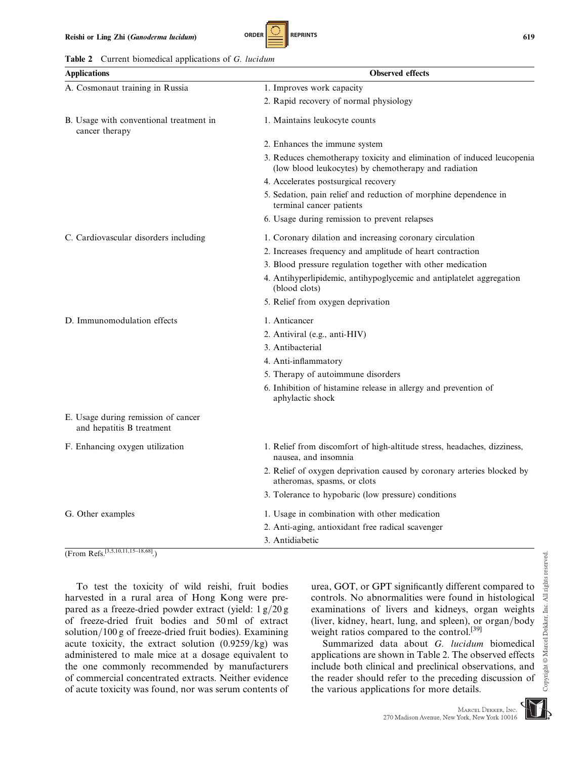**Table 2** Current biomedical applications of *G. lucidum*

| Applications | Observed effects |
|---|---|
| A. Cosmonaut training in Russia | 1. Improves work capacity |
| | 2. Rapid recovery of normal physiology |
| B. Usage with conventional treatment in cancer therapy | 1. Maintains leukocyte counts |
| | 2. Enhances the immune system |
| | 3. Reduces chemotherapy toxicity and elimination of induced leucopenia (low blood leukocytes) by chemotherapy and radiation |
| | 4. Accelerates postsurgical recovery |
| | 5. Sedation, pain relief and reduction of morphine dependence in terminal cancer patients |
| | 6. Usage during remission to prevent relapses |
| C. Cardiovascular disorders including | 1. Coronary dilation and increasing coronary circulation |
| | 2. Increases frequency and amplitude of heart contraction |
| | 3. Blood pressure regulation together with other medication |
| | 4. Antihyperlipidemic, antihypoglycemic and antiplatelet aggregation (blood clots) |
| | 5. Relief from oxygen deprivation |
| D. Immunomodulation effects | 1. Anticancer |
| | 2. Antiviral (e.g., anti-HIV) |
| | 3. Antibacterial |
| | 4. Anti-inflammatory |
| | 5. Therapy of autoimmune disorders |
| | 6. Inhibition of histamine release in allergy and prevention of aphylactic shock |
| E. Usage during remission of cancer and hepatitis B treatment | |
| F. Enhancing oxygen utilization | 1. Relief from discomfort of high-altitude stress, headaches, dizziness, nausea, and insomnia |
| | 2. Relief of oxygen deprivation caused by coronary arteries blocked by atheromas, spasms, or clots |
| | 3. Tolerance to hypobaric (low pressure) conditions |
| G. Other examples | 1. Usage in combination with other medication |
| | 2. Anti-aging, antioxidant free radical scavenger |
| | 3. Antidiabetic |

(From Refs.[3,5,10,11,15–18,68].)

To test the toxicity of wild reishi, fruit bodies harvested in a rural area of Hong Kong were prepared as a freeze-dried powder extract (yield: 1 g/20 g of freeze-dried fruit bodies and 50 ml of extract solution/100 g of freeze-dried fruit bodies). Examining acute toxicity, the extract solution (0.9259/kg) was administered to male mice at a dosage equivalent to the one commonly recommended by manufacturers of commercial concentrated extracts. Neither evidence of acute toxicity was found, nor was serum contents of urea, GOT, or GPT significantly different compared to controls. No abnormalities were found in histological examinations of livers and kidneys, organ weights (liver, kidney, heart, lung, and spleen), or organ/body weight ratios compared to the control.[39]

Summarized data about *G. lucidum* biomedical applications are shown in Table 2. The observed effects include both clinical and preclinical observations, and the reader should refer to the preceding discussion of the various applications for more details.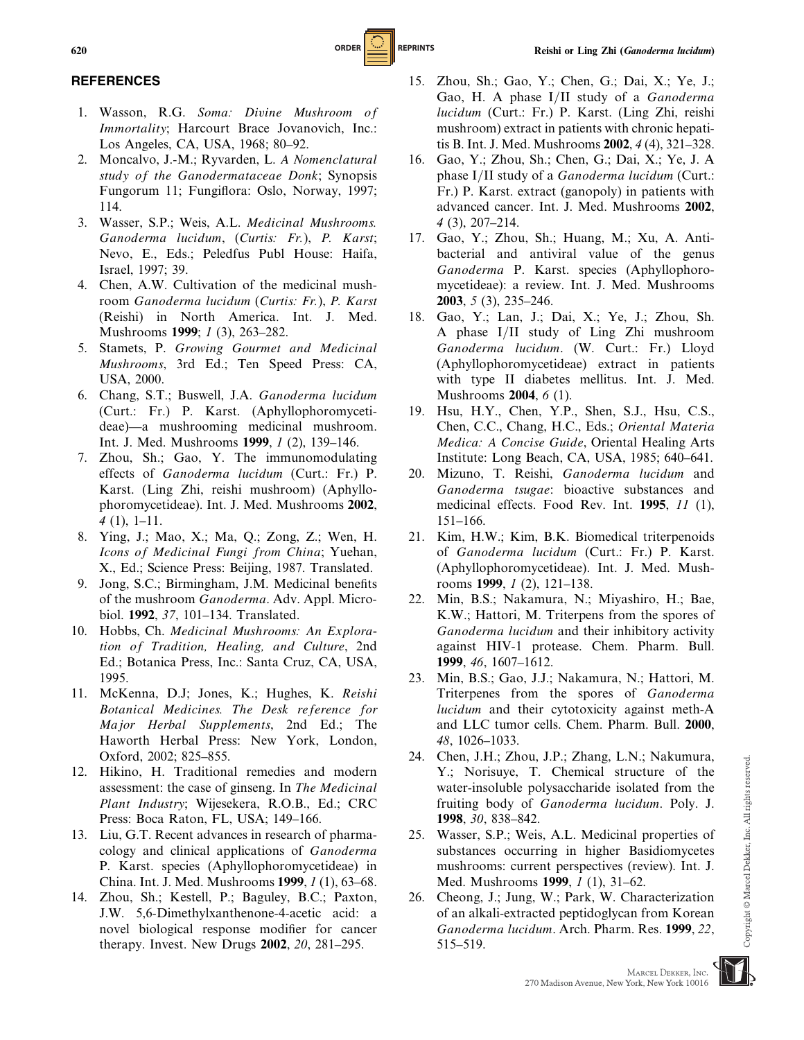## REFERENCES

1. Wasson, R.G. *Soma: Divine Mushroom of Immortality*; Harcourt Brace Jovanovich, Inc.: Los Angeles, CA, USA, 1968; 80–92.
2. Moncalvo, J.-M.; Ryvarden, L. *A Nomenclatural study of the Ganodermataceae Donk*; Synopsis Fungorum 11; Fungiflora: Oslo, Norway, 1997; 114.
3. Wasser, S.P.; Weis, A.L. *Medicinal Mushrooms. Ganoderma lucidum*, (*Curtis: Fr.*), *P. Karst*; Nevo, E., Eds.; Peledfus Publ House: Haifa, Israel, 1997; 39.
4. Chen, A.W. Cultivation of the medicinal mushroom *Ganoderma lucidum* (*Curtis: Fr.*), *P. Karst* (Reishi) in North America. Int. J. Med. Mushrooms **1999**; *1* (3), 263–282.
5. Stamets, P. *Growing Gourmet and Medicinal Mushrooms*, 3rd Ed.; Ten Speed Press: CA, USA, 2000.
6. Chang, S.T.; Buswell, J.A. *Ganoderma lucidum* (Curt.: Fr.) P. Karst. (Aphyllophoromycetideae)—a mushrooming medicinal mushroom. Int. J. Med. Mushrooms **1999**, *1* (2), 139–146.
7. Zhou, Sh.; Gao, Y. The immunomodulating effects of *Ganoderma lucidum* (Curt.: Fr.) P. Karst. (Ling Zhi, reishi mushroom) (Aphyllophoromycetideae). Int. J. Med. Mushrooms **2002**, *4* (1), 1–11.
8. Ying, J.; Mao, X.; Ma, Q.; Zong, Z.; Wen, H. *Icons of Medicinal Fungi from China*; Yuehan, X., Ed.; Science Press: Beijing, 1987. Translated.
9. Jong, S.C.; Birmingham, J.M. Medicinal benefits of the mushroom *Ganoderma*. Adv. Appl. Microbiol. **1992**, *37*, 101–134. Translated.
10. Hobbs, Ch. *Medicinal Mushrooms: An Exploration of Tradition, Healing, and Culture*, 2nd Ed.; Botanica Press, Inc.: Santa Cruz, CA, USA, 1995.
11. McKenna, D.J; Jones, K.; Hughes, K. *Reishi Botanical Medicines. The Desk reference for Major Herbal Supplements*, 2nd Ed.; The Haworth Herbal Press: New York, London, Oxford, 2002; 825–855.
12. Hikino, H. Traditional remedies and modern assessment: the case of ginseng. In *The Medicinal Plant Industry*; Wijesekera, R.O.B., Ed.; CRC Press: Boca Raton, FL, USA; 149–166.
13. Liu, G.T. Recent advances in research of pharmacology and clinical applications of *Ganoderma* P. Karst. species (Aphyllophoromycetideae) in China. Int. J. Med. Mushrooms **1999**, *1* (1), 63–68.
14. Zhou, Sh.; Kestell, P.; Baguley, B.C.; Paxton, J.W. 5,6-Dimethylxanthenone-4-acetic acid: a novel biological response modifier for cancer therapy. Invest. New Drugs **2002**, *20*, 281–295.
15. Zhou, Sh.; Gao, Y.; Chen, G.; Dai, X.; Ye, J.; Gao, H. A phase I/II study of a *Ganoderma lucidum* (Curt.: Fr.) P. Karst. (Ling Zhi, reishi mushroom) extract in patients with chronic hepatitis B. Int. J. Med. Mushrooms **2002**, *4* (4), 321–328.
16. Gao, Y.; Zhou, Sh.; Chen, G.; Dai, X.; Ye, J. A phase I/II study of a *Ganoderma lucidum* (Curt.: Fr.) P. Karst. extract (ganopoly) in patients with advanced cancer. Int. J. Med. Mushrooms **2002**, *4* (3), 207–214.
17. Gao, Y.; Zhou, Sh.; Huang, M.; Xu, A. Antibacterial and antiviral value of the genus *Ganoderma* P. Karst. species (Aphyllophoromycetideae): a review. Int. J. Med. Mushrooms **2003**, *5* (3), 235–246.
18. Gao, Y.; Lan, J.; Dai, X.; Ye, J.; Zhou, Sh. A phase I/II study of Ling Zhi mushroom *Ganoderma lucidum*. (W. Curt.: Fr.) Lloyd (Aphyllophoromycetideae) extract in patients with type II diabetes mellitus. Int. J. Med. Mushrooms **2004**, *6* (1).
19. Hsu, H.Y., Chen, Y.P., Shen, S.J., Hsu, C.S., Chen, C.C., Chang, H.C., Eds.; *Oriental Materia Medica: A Concise Guide*, Oriental Healing Arts Institute: Long Beach, CA, USA, 1985; 640–641.
20. Mizuno, T. Reishi, *Ganoderma lucidum* and *Ganoderma tsugae*: bioactive substances and medicinal effects. Food Rev. Int. **1995**, *11* (1), 151–166.
21. Kim, H.W.; Kim, B.K. Biomedical triterpenoids of *Ganoderma lucidum* (Curt.: Fr.) P. Karst. (Aphyllophoromycetideae). Int. J. Med. Mushrooms **1999**, *1* (2), 121–138.
22. Min, B.S.; Nakamura, N.; Miyashiro, H.; Bae, K.W.; Hattori, M. Triterpens from the spores of *Ganoderma lucidum* and their inhibitory activity against HIV-1 protease. Chem. Pharm. Bull. **1999**, *46*, 1607–1612.
23. Min, B.S.; Gao, J.J.; Nakamura, N.; Hattori, M. Triterpenes from the spores of *Ganoderma lucidum* and their cytotoxicity against meth-A and LLC tumor cells. Chem. Pharm. Bull. **2000**, *48*, 1026–1033.
24. Chen, J.H.; Zhou, J.P.; Zhang, L.N.; Nakumura, Y.; Norisuye, T. Chemical structure of the water-insoluble polysaccharide isolated from the fruiting body of *Ganoderma lucidum*. Poly. J. **1998**, *30*, 838–842.
25. Wasser, S.P.; Weis, A.L. Medicinal properties of substances occurring in higher Basidiomycetes mushrooms: current perspectives (review). Int. J. Med. Mushrooms **1999**, *1* (1), 31–62.
26. Cheong, J.; Jung, W.; Park, W. Characterization of an alkali-extracted peptidoglycan from Korean *Ganoderma lucidum*. Arch. Pharm. Res. **1999**, *22*, 515–519.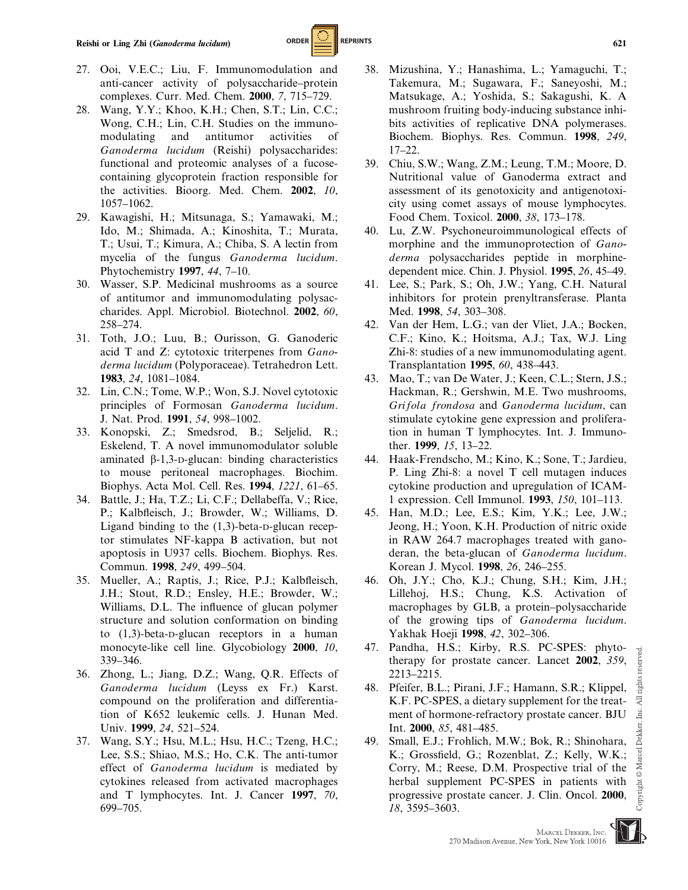27. Ooi, V.E.C.; Liu, F. Immunomodulation and anti-cancer activity of polysaccharide–protein complexes. Curr. Med. Chem. **2000**, *7*, 715–729.
28. Wang, Y.Y.; Khoo, K.H.; Chen, S.T.; Lin, C.C.; Wong, C.H.; Lin, C.H. Studies on the immuno-modulating and antitumor activities of *Ganoderma lucidum* (Reishi) polysaccharides: functional and proteomic analyses of a fucose-containing glycoprotein fraction responsible for the activities. Bioorg. Med. Chem. **2002**, *10*, 1057–1062.
29. Kawagishi, H.; Mitsunaga, S.; Yamawaki, M.; Ido, M.; Shimada, A.; Kinoshita, T.; Murata, T.; Usui, T.; Kimura, A.; Chiba, S. A lectin from mycelia of the fungus *Ganoderma lucidum*. Phytochemistry **1997**, *44*, 7–10.
30. Wasser, S.P. Medicinal mushrooms as a source of antitumor and immunomodulating polysaccharides. Appl. Microbiol. Biotechnol. **2002**, *60*, 258–274.
31. Toth, J.O.; Luu, B.; Ourisson, G. Ganoderic acid T and Z: cytotoxic triterpenes from *Ganoderma lucidum* (Polyporaceae). Tetrahedron Lett. **1983**, *24*, 1081–1084.
32. Lin, C.N.; Tome, W.P.; Won, S.J. Novel cytotoxic principles of Formosan *Ganoderma lucidum*. J. Nat. Prod. **1991**, *54*, 998–1002.
33. Konopski, Z.; Smedsrod, B.; Seljelid, R.; Eskelend, T. A novel immunomodulator soluble aminated β-1,3-D-glucan: binding characteristics to mouse peritoneal macrophages. Biochim. Biophys. Acta Mol. Cell. Res. **1994**, *1221*, 61–65.
34. Battle, J.; Ha, T.Z.; Li, C.F.; Dellabeffa, V.; Rice, P.; Kalbfleisch, J.; Browder, W.; Williams, D. Ligand binding to the (1,3)-beta-D-glucan receptor stimulates NF-kappa B activation, but not apoptosis in U937 cells. Biochem. Biophys. Res. Commun. **1998**, *249*, 499–504.
35. Mueller, A.; Raptis, J.; Rice, P.J.; Kalbfleisch, J.H.; Stout, R.D.; Ensley, H.E.; Browder, W.; Williams, D.L. The influence of glucan polymer structure and solution conformation on binding to (1,3)-beta-D-glucan receptors in a human monocyte-like cell line. Glycobiology **2000**, *10*, 339–346.
36. Zhong, L.; Jiang, D.Z.; Wang, Q.R. Effects of *Ganoderma lucidum* (Leyss ex Fr.) Karst. compound on the proliferation and differentiation of K652 leukemic cells. J. Hunan Med. Univ. **1999**, *24*, 521–524.
37. Wang, S.Y.; Hsu, M.L.; Hsu, H.C.; Tzeng, H.C.; Lee, S.S.; Shiao, M.S.; Ho, C.K. The anti-tumor effect of *Ganoderma lucidum* is mediated by cytokines released from activated macrophages and T lymphocytes. Int. J. Cancer **1997**, *70*, 699–705.
38. Mizushina, Y.; Hanashima, L.; Yamaguchi, T.; Takemura, M.; Sugawara, F.; Saneyoshi, M.; Matsukage, A.; Yoshida, S.; Sakagushi, K. A mushroom fruiting body-inducing substance inhibits activities of replicative DNA polymerases. Biochem. Biophys. Res. Commun. **1998**, *249*, 17–22.
39. Chiu, S.W.; Wang, Z.M.; Leung, T.M.; Moore, D. Nutritional value of Ganoderma extract and assessment of its genotoxicity and antigenotoxicity using comet assays of mouse lymphocytes. Food Chem. Toxicol. **2000**, *38*, 173–178.
40. Lu, Z.W. Psychoneuroimmunological effects of morphine and the immunoprotection of *Ganoderma* polysaccharides peptide in morphine-dependent mice. Chin. J. Physiol. **1995**, *26*, 45–49.
41. Lee, S.; Park, S.; Oh, J.W.; Yang, C.H. Natural inhibitors for protein prenyltransferase. Planta Med. **1998**, *54*, 303–308.
42. Van der Hem, L.G.; van der Vliet, J.A.; Bocken, C.F.; Kino, K.; Hoitsma, A.J.; Tax, W.J. Ling Zhi-8: studies of a new immunomodulating agent. Transplantation **1995**, *60*, 438–443.
43. Mao, T.; van De Water, J.; Keen, C.L.; Stern, J.S.; Hackman, R.; Gershwin, M.E. Two mushrooms, *Grifola frondosa* and *Ganoderma lucidum*, can stimulate cytokine gene expression and proliferation in human T lymphocytes. Int. J. Immunother. **1999**, *15*, 13–22.
44. Haak-Frendscho, M.; Kino, K.; Sone, T.; Jardieu, P. Ling Zhi-8: a novel T cell mutagen induces cytokine production and upregulation of ICAM-1 expression. Cell Immunol. **1993**, *150*, 101–113.
45. Han, M.D.; Lee, E.S.; Kim, Y.K.; Lee, J.W.; Jeong, H.; Yoon, K.H. Production of nitric oxide in RAW 264.7 macrophages treated with ganoderan, the beta-glucan of *Ganoderma lucidum*. Korean J. Mycol. **1998**, *26*, 246–255.
46. Oh, J.Y.; Cho, K.J.; Chung, S.H.; Kim, J.H.; Lillehoj, H.S.; Chung, K.S. Activation of macrophages by GLB, a protein–polysaccharide of the growing tips of *Ganoderma lucidum*. Yakhak Hoeji **1998**, *42*, 302–306.
47. Pandha, H.S.; Kirby, R.S. PC-SPES: phytotherapy for prostate cancer. Lancet **2002**, *359*, 2213–2215.
48. Pfeifer, B.L.; Pirani, J.F.; Hamann, S.R.; Klippel, K.F. PC-SPES, a dietary supplement for the treatment of hormone-refractory prostate cancer. BJU Int. **2000**, *85*, 481–485.
49. Small, E.J.; Frohlich, M.W.; Bok, R.; Shinohara, K.; Grossfield, G.; Rozenblat, Z.; Kelly, W.K.; Corry, M.; Reese, D.M. Prospective trial of the herbal supplement PC-SPES in patients with progressive prostate cancer. J. Clin. Oncol. **2000**, *18*, 3595–3603.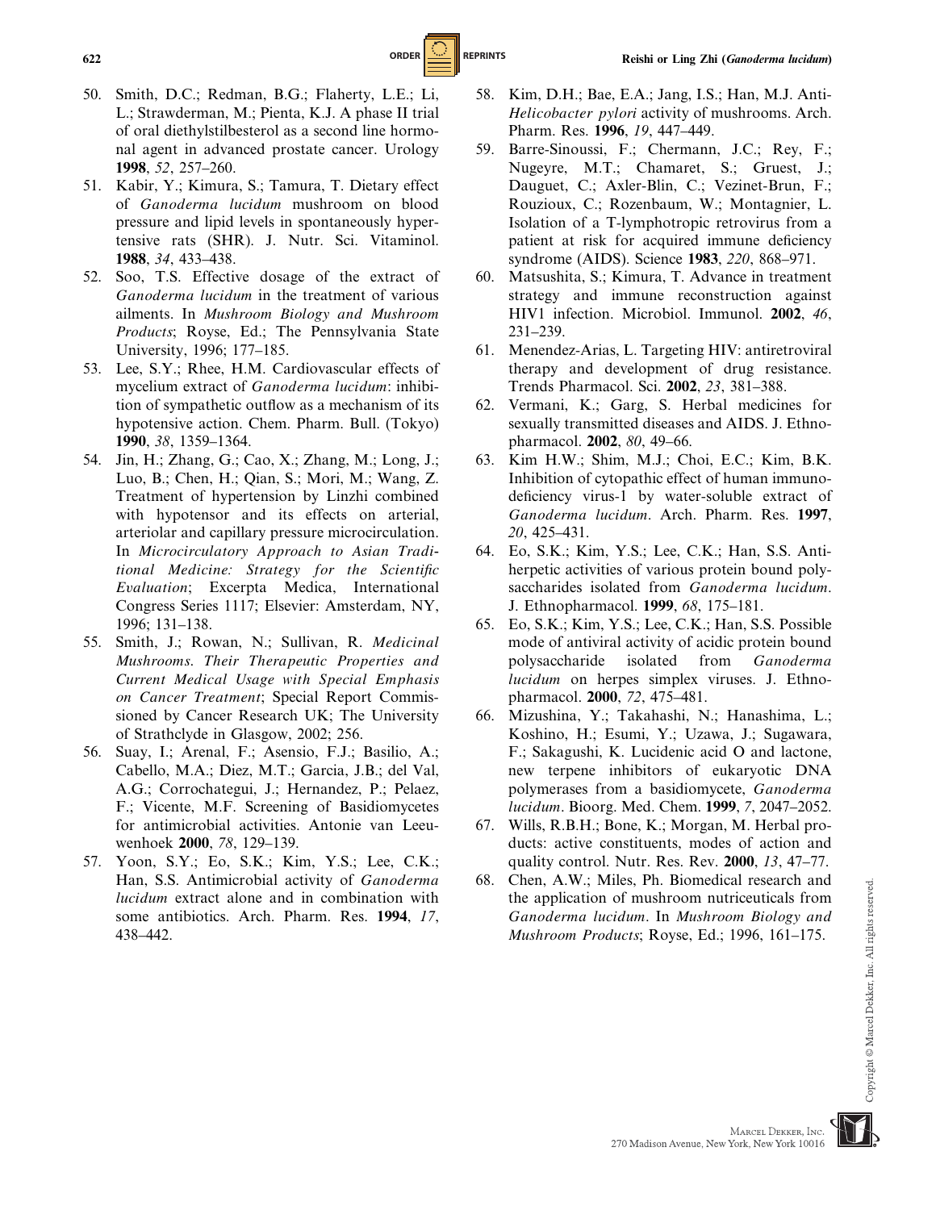50. Smith, D.C.; Redman, B.G.; Flaherty, L.E.; Li, L.; Strawderman, M.; Pienta, K.J. A phase II trial of oral diethylstilbesterol as a second line hormonal agent in advanced prostate cancer. Urology **1998**, *52*, 257–260.
51. Kabir, Y.; Kimura, S.; Tamura, T. Dietary effect of *Ganoderma lucidum* mushroom on blood pressure and lipid levels in spontaneously hypertensive rats (SHR). J. Nutr. Sci. Vitaminol. **1988**, *34*, 433–438.
52. Soo, T.S. Effective dosage of the extract of *Ganoderma lucidum* in the treatment of various ailments. In *Mushroom Biology and Mushroom Products*; Royse, Ed.; The Pennsylvania State University, 1996; 177–185.
53. Lee, S.Y.; Rhee, H.M. Cardiovascular effects of mycelium extract of *Ganoderma lucidum*: inhibition of sympathetic outflow as a mechanism of its hypotensive action. Chem. Pharm. Bull. (Tokyo) **1990**, *38*, 1359–1364.
54. Jin, H.; Zhang, G.; Cao, X.; Zhang, M.; Long, J.; Luo, B.; Chen, H.; Qian, S.; Mori, M.; Wang, Z. Treatment of hypertension by Linzhi combined with hypotensor and its effects on arterial, arteriolar and capillary pressure microcirculation. In *Microcirculatory Approach to Asian Traditional Medicine: Strategy for the Scientific Evaluation*; Excerpta Medica, International Congress Series 1117; Elsevier: Amsterdam, NY, 1996; 131–138.
55. Smith, J.; Rowan, N.; Sullivan, R. *Medicinal Mushrooms. Their Therapeutic Properties and Current Medical Usage with Special Emphasis on Cancer Treatment*; Special Report Commissioned by Cancer Research UK; The University of Strathclyde in Glasgow, 2002; 256.
56. Suay, I.; Arenal, F.; Asensio, F.J.; Basilio, A.; Cabello, M.A.; Diez, M.T.; Garcia, J.B.; del Val, A.G.; Corrochategui, J.; Hernandez, P.; Pelaez, F.; Vicente, M.F. Screening of Basidiomycetes for antimicrobial activities. Antonie van Leeuwenhoek **2000**, *78*, 129–139.
57. Yoon, S.Y.; Eo, S.K.; Kim, Y.S.; Lee, C.K.; Han, S.S. Antimicrobial activity of *Ganoderma lucidum* extract alone and in combination with some antibiotics. Arch. Pharm. Res. **1994**, *17*, 438–442.
58. Kim, D.H.; Bae, E.A.; Jang, I.S.; Han, M.J. Anti-*Helicobacter pylori* activity of mushrooms. Arch. Pharm. Res. **1996**, *19*, 447–449.
59. Barre-Sinoussi, F.; Chermann, J.C.; Rey, F.; Nugeyre, M.T.; Chamaret, S.; Gruest, J.; Dauguet, C.; Axler-Blin, C.; Vezinet-Brun, F.; Rouzioux, C.; Rozenbaum, W.; Montagnier, L. Isolation of a T-lymphotropic retrovirus from a patient at risk for acquired immune deficiency syndrome (AIDS). Science **1983**, *220*, 868–971.
60. Matsushita, S.; Kimura, T. Advance in treatment strategy and immune reconstruction against HIV1 infection. Microbiol. Immunol. **2002**, *46*, 231–239.
61. Menendez-Arias, L. Targeting HIV: antiretroviral therapy and development of drug resistance. Trends Pharmacol. Sci. **2002**, *23*, 381–388.
62. Vermani, K.; Garg, S. Herbal medicines for sexually transmitted diseases and AIDS. J. Ethnopharmacol. **2002**, *80*, 49–66.
63. Kim H.W.; Shim, M.J.; Choi, E.C.; Kim, B.K. Inhibition of cytopathic effect of human immunodeficiency virus-1 by water-soluble extract of *Ganoderma lucidum*. Arch. Pharm. Res. **1997**, *20*, 425–431.
64. Eo, S.K.; Kim, Y.S.; Lee, C.K.; Han, S.S. Antiherpetic activities of various protein bound polysaccharides isolated from *Ganoderma lucidum*. J. Ethnopharmacol. **1999**, *68*, 175–181.
65. Eo, S.K.; Kim, Y.S.; Lee, C.K.; Han, S.S. Possible mode of antiviral activity of acidic protein bound polysaccharide isolated from *Ganoderma lucidum* on herpes simplex viruses. J. Ethnopharmacol. **2000**, *72*, 475–481.
66. Mizushina, Y.; Takahashi, N.; Hanashima, L.; Koshino, H.; Esumi, Y.; Uzawa, J.; Sugawara, F.; Sakagushi, K. Lucidenic acid O and lactone, new terpene inhibitors of eukaryotic DNA polymerases from a basidiomycete, *Ganoderma lucidum*. Bioorg. Med. Chem. **1999**, *7*, 2047–2052.
67. Wills, R.B.H.; Bone, K.; Morgan, M. Herbal products: active constituents, modes of action and quality control. Nutr. Res. Rev. **2000**, *13*, 47–77.
68. Chen, A.W.; Miles, Ph. Biomedical research and the application of mushroom nutriceuticals from *Ganoderma lucidum*. In *Mushroom Biology and Mushroom Products*; Royse, Ed.; 1996, 161–175.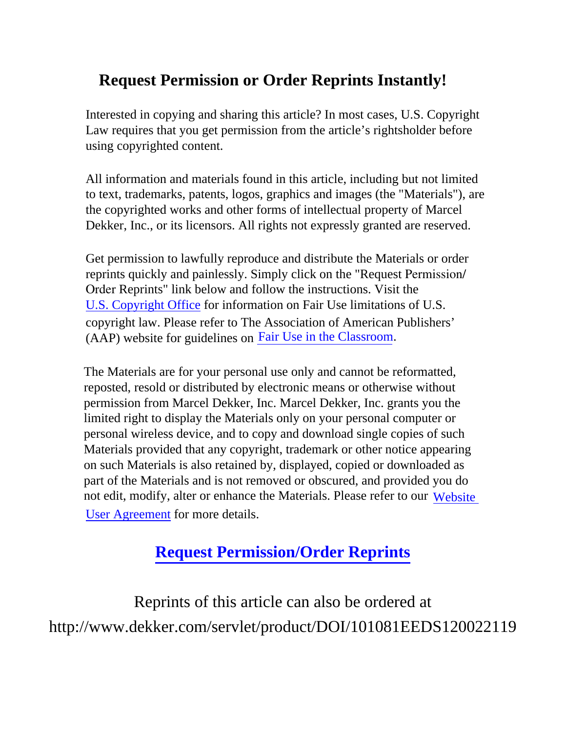# Request Permission or Order Reprints Instantly!

Interested in copying and sharing this article? In most cases, U.S. Copyright Law requires that you get permission from the article's rightsholder before using copyrighted content.

All information and materials found in this article, including but not limited to text, trademarks, patents, logos, graphics and images (the "Materials"), are the copyrighted works and other forms of intellectual property of Marcel Dekker, Inc., or its licensors. All rights not expressly granted are reserved.

Get permission to lawfully reproduce and distribute the Materials or order reprints quickly and painlessly. Simply click on the "Request Permission/ Order Reprints" link below and follow the instructions. Visit the U.S. Copyright Office for information on Fair Use limitations of U.S. copyright law. Please refer to The Association of American Publishers' (AAP) website for guidelines on Fair Use in the Classroom.

The Materials are for your personal use only and cannot be reformatted, reposted, resold or distributed by electronic means or otherwise without permission from Marcel Dekker, Inc. Marcel Dekker, Inc. grants you the limited right to display the Materials only on your personal computer or personal wireless device, and to copy and download single copies of such Materials provided that any copyright, trademark or other notice appearing on such Materials is also retained by, displayed, copied or downloaded as part of the Materials and is not removed or obscured, and provided you do not edit, modify, alter or enhance the Materials. Please refer to our Website User Agreement for more details.

## Request Permission/Order Reprints

Reprints of this article can also be ordered at
http://www.dekker.com/servlet/product/DOI/101081EEDS120022119